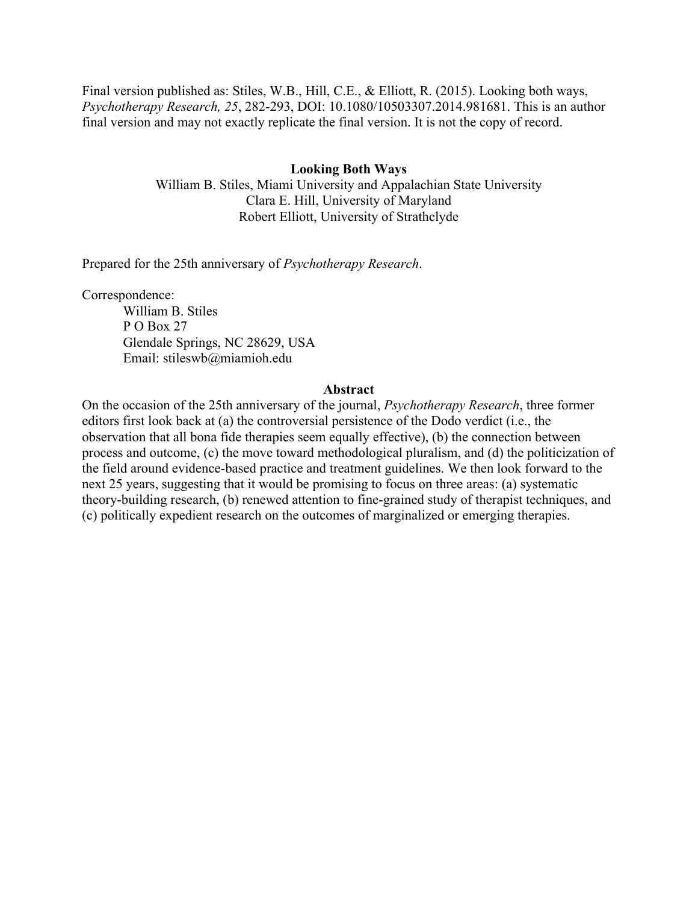Final version published as: Stiles, W.B., Hill, C.E., & Elliott, R. (2015). Looking both ways, *Psychotherapy Research, 25*, 282-293, DOI: 10.1080/10503307.2014.981681. This is an author final version and may not exactly replicate the final version. It is not the copy of record.

# Looking Both Ways

William B. Stiles, Miami University and Appalachian State University
Clara E. Hill, University of Maryland
Robert Elliott, University of Strathclyde

Prepared for the 25th anniversary of *Psychotherapy Research*.

Correspondence:
William B. Stiles
P O Box 27
Glendale Springs, NC 28629, USA
Email: stileswb@miamioh.edu

## Abstract

On the occasion of the 25th anniversary of the journal, *Psychotherapy Research*, three former editors first look back at (a) the controversial persistence of the Dodo verdict (i.e., the observation that all bona fide therapies seem equally effective), (b) the connection between process and outcome, (c) the move toward methodological pluralism, and (d) the politicization of the field around evidence-based practice and treatment guidelines. We then look forward to the next 25 years, suggesting that it would be promising to focus on three areas: (a) systematic theory-building research, (b) renewed attention to fine-grained study of therapist techniques, and (c) politically expedient research on the outcomes of marginalized or emerging therapies.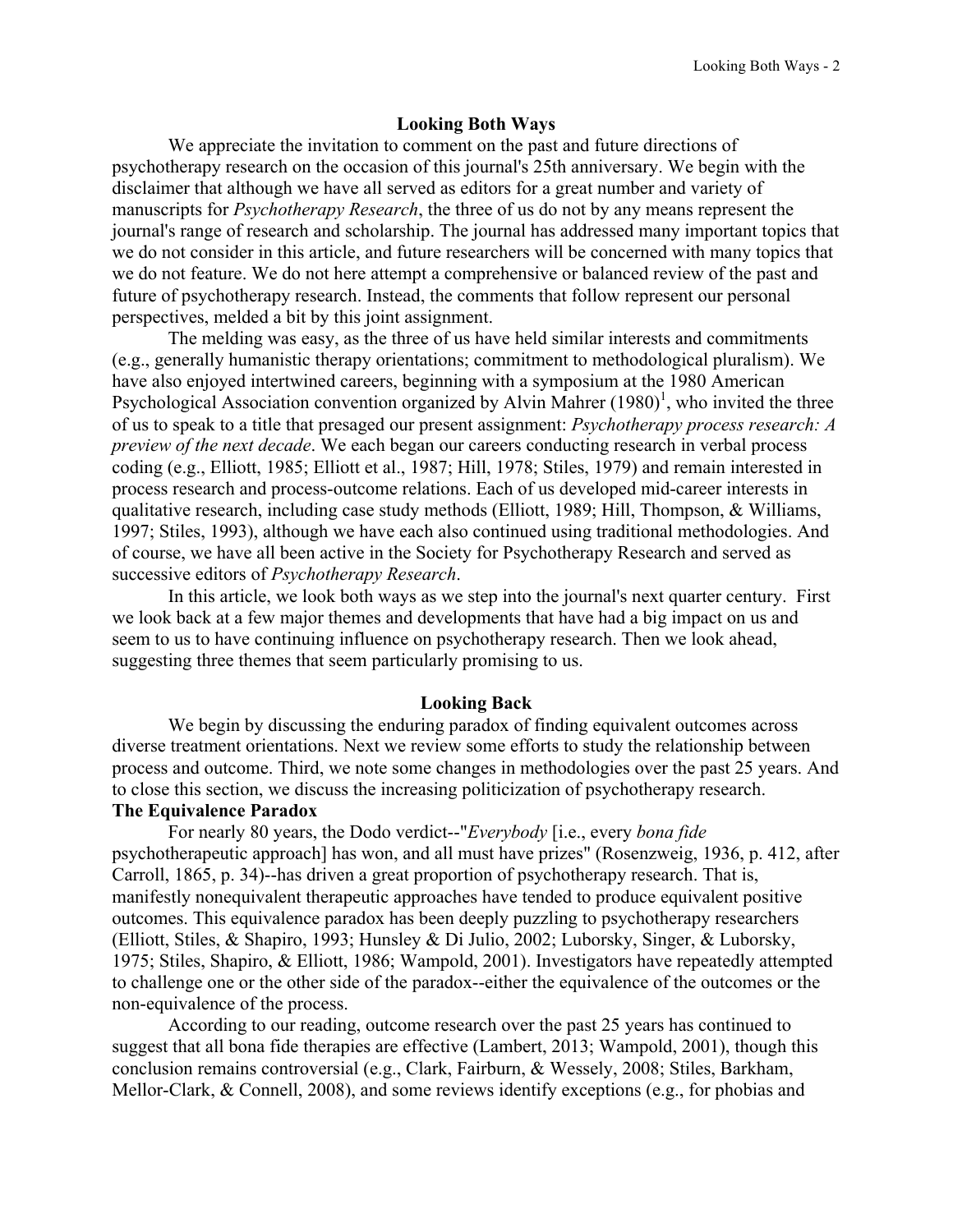## Looking Both Ways

We appreciate the invitation to comment on the past and future directions of psychotherapy research on the occasion of this journal's 25th anniversary. We begin with the disclaimer that although we have all served as editors for a great number and variety of manuscripts for *Psychotherapy Research*, the three of us do not by any means represent the journal's range of research and scholarship. The journal has addressed many important topics that we do not consider in this article, and future researchers will be concerned with many topics that we do not feature. We do not here attempt a comprehensive or balanced review of the past and future of psychotherapy research. Instead, the comments that follow represent our personal perspectives, melded a bit by this joint assignment.

The melding was easy, as the three of us have held similar interests and commitments (e.g., generally humanistic therapy orientations; commitment to methodological pluralism). We have also enjoyed intertwined careers, beginning with a symposium at the 1980 American Psychological Association convention organized by Alvin Mahrer (1980)[1], who invited the three of us to speak to a title that presaged our present assignment: *Psychotherapy process research: A preview of the next decade*. We each began our careers conducting research in verbal process coding (e.g., Elliott, 1985; Elliott et al., 1987; Hill, 1978; Stiles, 1979) and remain interested in process research and process-outcome relations. Each of us developed mid-career interests in qualitative research, including case study methods (Elliott, 1989; Hill, Thompson, & Williams, 1997; Stiles, 1993), although we have each also continued using traditional methodologies. And of course, we have all been active in the Society for Psychotherapy Research and served as successive editors of *Psychotherapy Research*.

In this article, we look both ways as we step into the journal's next quarter century. First we look back at a few major themes and developments that have had a big impact on us and seem to us to have continuing influence on psychotherapy research. Then we look ahead, suggesting three themes that seem particularly promising to us.

## Looking Back

We begin by discussing the enduring paradox of finding equivalent outcomes across diverse treatment orientations. Next we review some efforts to study the relationship between process and outcome. Third, we note some changes in methodologies over the past 25 years. And to close this section, we discuss the increasing politicization of psychotherapy research.

### The Equivalence Paradox

For nearly 80 years, the Dodo verdict--"*Everybody* [i.e., every *bona fide* psychotherapeutic approach] has won, and all must have prizes" (Rosenzweig, 1936, p. 412, after Carroll, 1865, p. 34)--has driven a great proportion of psychotherapy research. That is, manifestly nonequivalent therapeutic approaches have tended to produce equivalent positive outcomes. This equivalence paradox has been deeply puzzling to psychotherapy researchers (Elliott, Stiles, & Shapiro, 1993; Hunsley & Di Julio, 2002; Luborsky, Singer, & Luborsky, 1975; Stiles, Shapiro, & Elliott, 1986; Wampold, 2001). Investigators have repeatedly attempted to challenge one or the other side of the paradox--either the equivalence of the outcomes or the non-equivalence of the process.

According to our reading, outcome research over the past 25 years has continued to suggest that all bona fide therapies are effective (Lambert, 2013; Wampold, 2001), though this conclusion remains controversial (e.g., Clark, Fairburn, & Wessely, 2008; Stiles, Barkham, Mellor-Clark, & Connell, 2008), and some reviews identify exceptions (e.g., for phobias and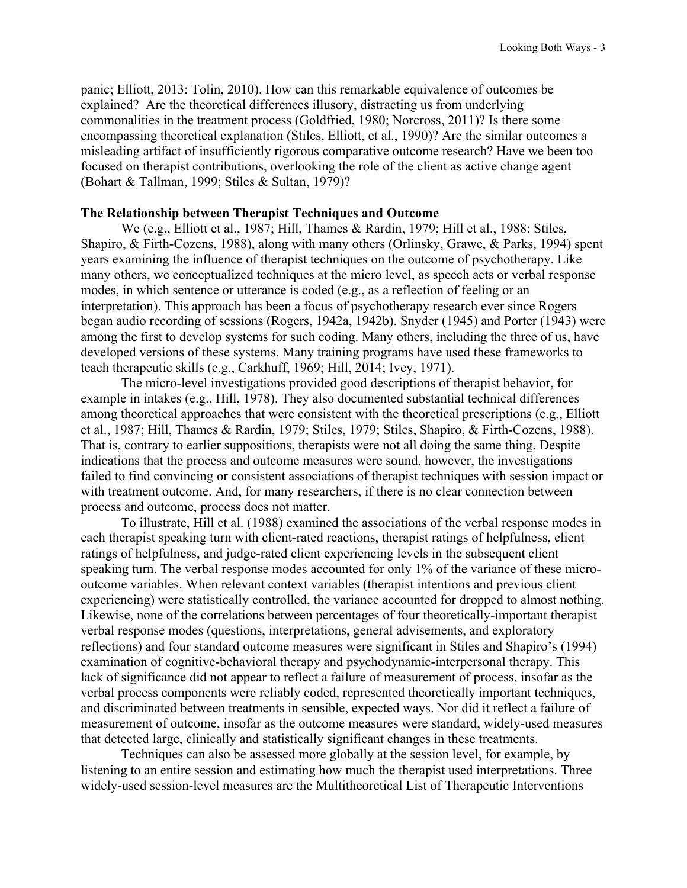panic; Elliott, 2013: Tolin, 2010). How can this remarkable equivalence of outcomes be explained? Are the theoretical differences illusory, distracting us from underlying commonalities in the treatment process (Goldfried, 1980; Norcross, 2011)? Is there some encompassing theoretical explanation (Stiles, Elliott, et al., 1990)? Are the similar outcomes a misleading artifact of insufficiently rigorous comparative outcome research? Have we been too focused on therapist contributions, overlooking the role of the client as active change agent (Bohart & Tallman, 1999; Stiles & Sultan, 1979)?

**The Relationship between Therapist Techniques and Outcome**

We (e.g., Elliott et al., 1987; Hill, Thames & Rardin, 1979; Hill et al., 1988; Stiles, Shapiro, & Firth-Cozens, 1988), along with many others (Orlinsky, Grawe, & Parks, 1994) spent years examining the influence of therapist techniques on the outcome of psychotherapy. Like many others, we conceptualized techniques at the micro level, as speech acts or verbal response modes, in which sentence or utterance is coded (e.g., as a reflection of feeling or an interpretation). This approach has been a focus of psychotherapy research ever since Rogers began audio recording of sessions (Rogers, 1942a, 1942b). Snyder (1945) and Porter (1943) were among the first to develop systems for such coding. Many others, including the three of us, have developed versions of these systems. Many training programs have used these frameworks to teach therapeutic skills (e.g., Carkhuff, 1969; Hill, 2014; Ivey, 1971).

The micro-level investigations provided good descriptions of therapist behavior, for example in intakes (e.g., Hill, 1978). They also documented substantial technical differences among theoretical approaches that were consistent with the theoretical prescriptions (e.g., Elliott et al., 1987; Hill, Thames & Rardin, 1979; Stiles, 1979; Stiles, Shapiro, & Firth-Cozens, 1988). That is, contrary to earlier suppositions, therapists were not all doing the same thing. Despite indications that the process and outcome measures were sound, however, the investigations failed to find convincing or consistent associations of therapist techniques with session impact or with treatment outcome. And, for many researchers, if there is no clear connection between process and outcome, process does not matter.

To illustrate, Hill et al. (1988) examined the associations of the verbal response modes in each therapist speaking turn with client-rated reactions, therapist ratings of helpfulness, client ratings of helpfulness, and judge-rated client experiencing levels in the subsequent client speaking turn. The verbal response modes accounted for only 1% of the variance of these micro-outcome variables. When relevant context variables (therapist intentions and previous client experiencing) were statistically controlled, the variance accounted for dropped to almost nothing. Likewise, none of the correlations between percentages of four theoretically-important therapist verbal response modes (questions, interpretations, general advisements, and exploratory reflections) and four standard outcome measures were significant in Stiles and Shapiro's (1994) examination of cognitive-behavioral therapy and psychodynamic-interpersonal therapy. This lack of significance did not appear to reflect a failure of measurement of process, insofar as the verbal process components were reliably coded, represented theoretically important techniques, and discriminated between treatments in sensible, expected ways. Nor did it reflect a failure of measurement of outcome, insofar as the outcome measures were standard, widely-used measures that detected large, clinically and statistically significant changes in these treatments.

Techniques can also be assessed more globally at the session level, for example, by listening to an entire session and estimating how much the therapist used interpretations. Three widely-used session-level measures are the Multitheoretical List of Therapeutic Interventions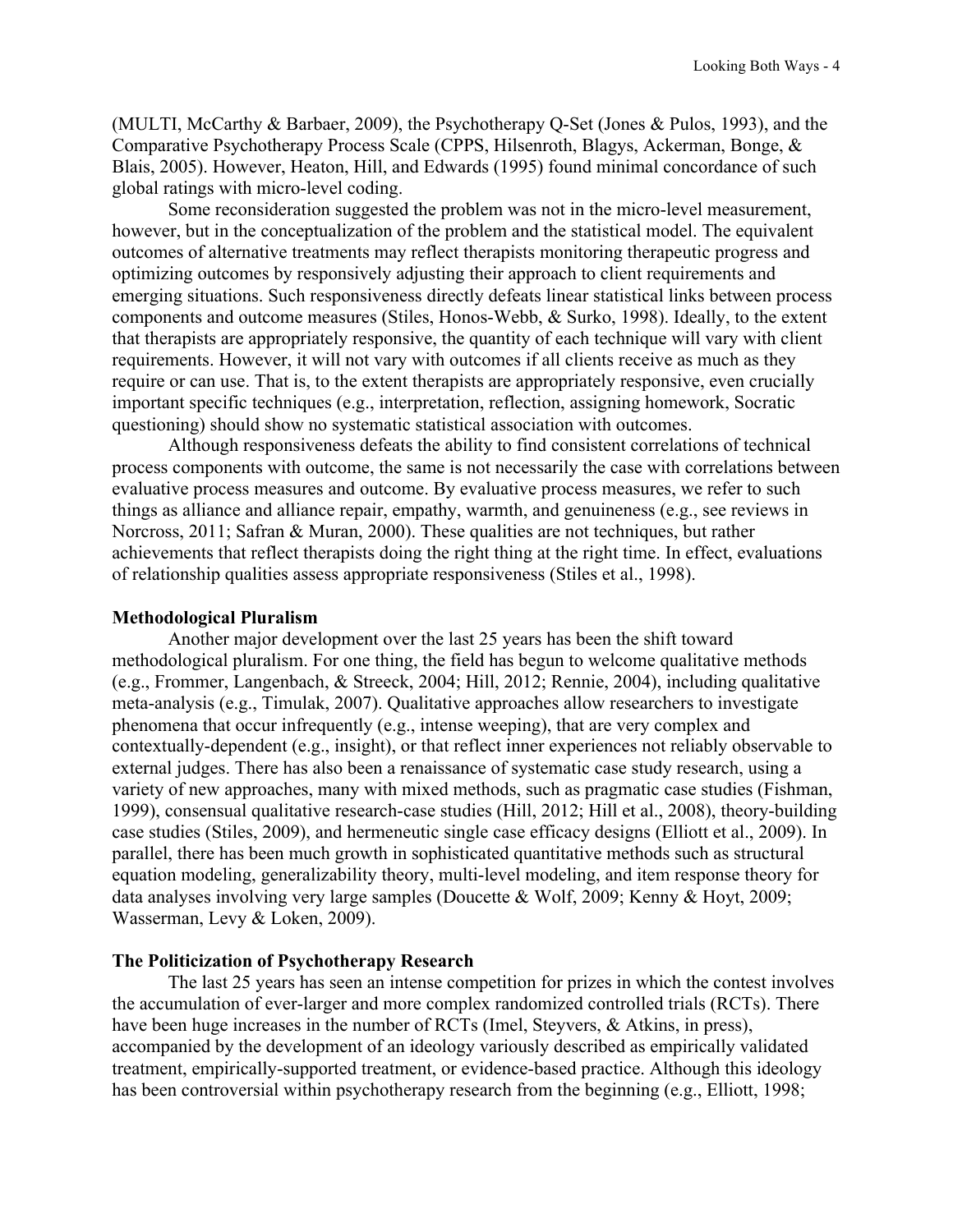(MULTI, McCarthy & Barbaer, 2009), the Psychotherapy Q-Set (Jones & Pulos, 1993), and the Comparative Psychotherapy Process Scale (CPPS, Hilsenroth, Blagys, Ackerman, Bonge, & Blais, 2005). However, Heaton, Hill, and Edwards (1995) found minimal concordance of such global ratings with micro-level coding.

Some reconsideration suggested the problem was not in the micro-level measurement, however, but in the conceptualization of the problem and the statistical model. The equivalent outcomes of alternative treatments may reflect therapists monitoring therapeutic progress and optimizing outcomes by responsively adjusting their approach to client requirements and emerging situations. Such responsiveness directly defeats linear statistical links between process components and outcome measures (Stiles, Honos-Webb, & Surko, 1998). Ideally, to the extent that therapists are appropriately responsive, the quantity of each technique will vary with client requirements. However, it will not vary with outcomes if all clients receive as much as they require or can use. That is, to the extent therapists are appropriately responsive, even crucially important specific techniques (e.g., interpretation, reflection, assigning homework, Socratic questioning) should show no systematic statistical association with outcomes.

Although responsiveness defeats the ability to find consistent correlations of technical process components with outcome, the same is not necessarily the case with correlations between evaluative process measures and outcome. By evaluative process measures, we refer to such things as alliance and alliance repair, empathy, warmth, and genuineness (e.g., see reviews in Norcross, 2011; Safran & Muran, 2000). These qualities are not techniques, but rather achievements that reflect therapists doing the right thing at the right time. In effect, evaluations of relationship qualities assess appropriate responsiveness (Stiles et al., 1998).

**Methodological Pluralism**

Another major development over the last 25 years has been the shift toward methodological pluralism. For one thing, the field has begun to welcome qualitative methods (e.g., Frommer, Langenbach, & Streeck, 2004; Hill, 2012; Rennie, 2004), including qualitative meta-analysis (e.g., Timulak, 2007). Qualitative approaches allow researchers to investigate phenomena that occur infrequently (e.g., intense weeping), that are very complex and contextually-dependent (e.g., insight), or that reflect inner experiences not reliably observable to external judges. There has also been a renaissance of systematic case study research, using a variety of new approaches, many with mixed methods, such as pragmatic case studies (Fishman, 1999), consensual qualitative research-case studies (Hill, 2012; Hill et al., 2008), theory-building case studies (Stiles, 2009), and hermeneutic single case efficacy designs (Elliott et al., 2009). In parallel, there has been much growth in sophisticated quantitative methods such as structural equation modeling, generalizability theory, multi-level modeling, and item response theory for data analyses involving very large samples (Doucette & Wolf, 2009; Kenny & Hoyt, 2009; Wasserman, Levy & Loken, 2009).

**The Politicization of Psychotherapy Research**

The last 25 years has seen an intense competition for prizes in which the contest involves the accumulation of ever-larger and more complex randomized controlled trials (RCTs). There have been huge increases in the number of RCTs (Imel, Steyvers, & Atkins, in press), accompanied by the development of an ideology variously described as empirically validated treatment, empirically-supported treatment, or evidence-based practice. Although this ideology has been controversial within psychotherapy research from the beginning (e.g., Elliott, 1998;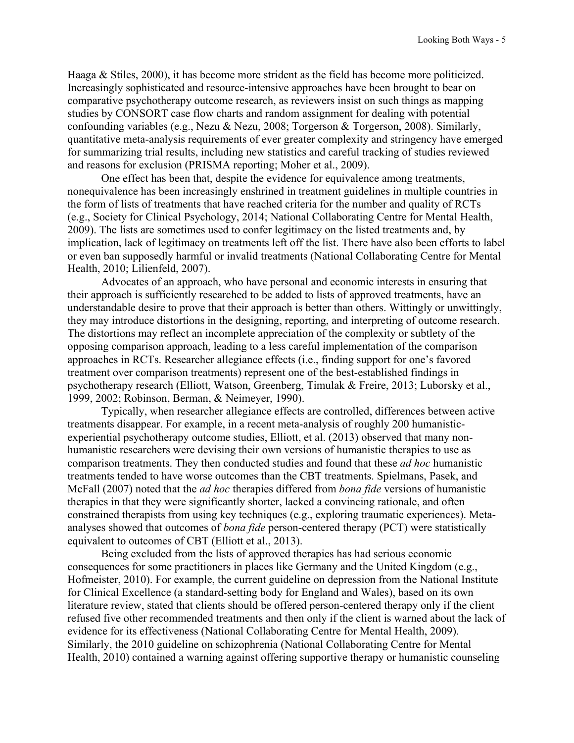Haaga & Stiles, 2000), it has become more strident as the field has become more politicized. Increasingly sophisticated and resource-intensive approaches have been brought to bear on comparative psychotherapy outcome research, as reviewers insist on such things as mapping studies by CONSORT case flow charts and random assignment for dealing with potential confounding variables (e.g., Nezu & Nezu, 2008; Torgerson & Torgerson, 2008). Similarly, quantitative meta-analysis requirements of ever greater complexity and stringency have emerged for summarizing trial results, including new statistics and careful tracking of studies reviewed and reasons for exclusion (PRISMA reporting; Moher et al., 2009).

One effect has been that, despite the evidence for equivalence among treatments, nonequivalence has been increasingly enshrined in treatment guidelines in multiple countries in the form of lists of treatments that have reached criteria for the number and quality of RCTs (e.g., Society for Clinical Psychology, 2014; National Collaborating Centre for Mental Health, 2009). The lists are sometimes used to confer legitimacy on the listed treatments and, by implication, lack of legitimacy on treatments left off the list. There have also been efforts to label or even ban supposedly harmful or invalid treatments (National Collaborating Centre for Mental Health, 2010; Lilienfeld, 2007).

Advocates of an approach, who have personal and economic interests in ensuring that their approach is sufficiently researched to be added to lists of approved treatments, have an understandable desire to prove that their approach is better than others. Wittingly or unwittingly, they may introduce distortions in the designing, reporting, and interpreting of outcome research. The distortions may reflect an incomplete appreciation of the complexity or subtlety of the opposing comparison approach, leading to a less careful implementation of the comparison approaches in RCTs. Researcher allegiance effects (i.e., finding support for one's favored treatment over comparison treatments) represent one of the best-established findings in psychotherapy research (Elliott, Watson, Greenberg, Timulak & Freire, 2013; Luborsky et al., 1999, 2002; Robinson, Berman, & Neimeyer, 1990).

Typically, when researcher allegiance effects are controlled, differences between active treatments disappear. For example, in a recent meta-analysis of roughly 200 humanistic-experiential psychotherapy outcome studies, Elliott, et al. (2013) observed that many non-humanistic researchers were devising their own versions of humanistic therapies to use as comparison treatments. They then conducted studies and found that these *ad hoc* humanistic treatments tended to have worse outcomes than the CBT treatments. Spielmans, Pasek, and McFall (2007) noted that the *ad hoc* therapies differed from *bona fide* versions of humanistic therapies in that they were significantly shorter, lacked a convincing rationale, and often constrained therapists from using key techniques (e.g., exploring traumatic experiences). Meta-analyses showed that outcomes of *bona fide* person-centered therapy (PCT) were statistically equivalent to outcomes of CBT (Elliott et al., 2013).

Being excluded from the lists of approved therapies has had serious economic consequences for some practitioners in places like Germany and the United Kingdom (e.g., Hofmeister, 2010). For example, the current guideline on depression from the National Institute for Clinical Excellence (a standard-setting body for England and Wales), based on its own literature review, stated that clients should be offered person-centered therapy only if the client refused five other recommended treatments and then only if the client is warned about the lack of evidence for its effectiveness (National Collaborating Centre for Mental Health, 2009). Similarly, the 2010 guideline on schizophrenia (National Collaborating Centre for Mental Health, 2010) contained a warning against offering supportive therapy or humanistic counseling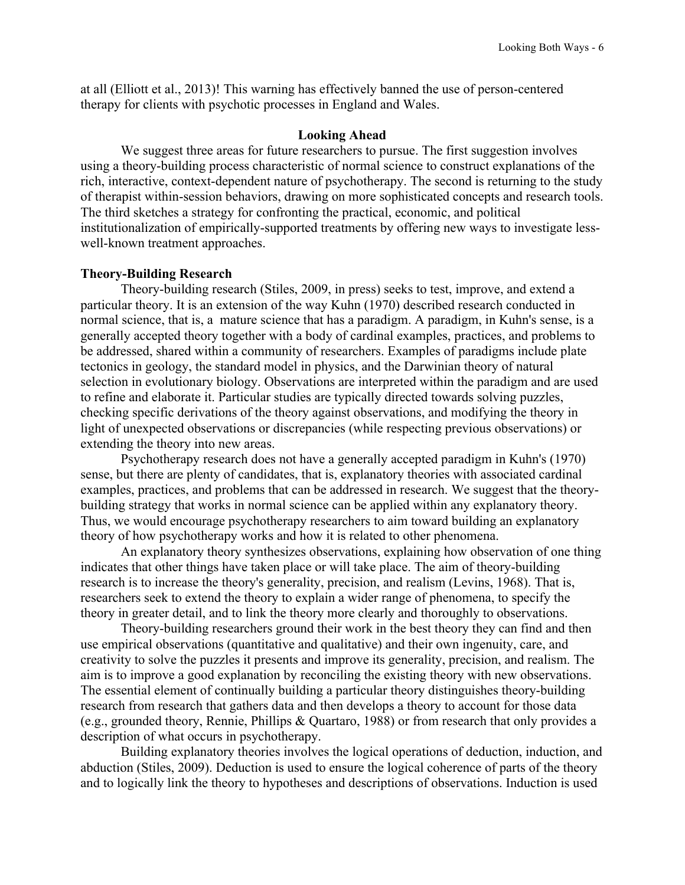at all (Elliott et al., 2013)! This warning has effectively banned the use of person-centered therapy for clients with psychotic processes in England and Wales.

## Looking Ahead

We suggest three areas for future researchers to pursue. The first suggestion involves using a theory-building process characteristic of normal science to construct explanations of the rich, interactive, context-dependent nature of psychotherapy. The second is returning to the study of therapist within-session behaviors, drawing on more sophisticated concepts and research tools. The third sketches a strategy for confronting the practical, economic, and political institutionalization of empirically-supported treatments by offering new ways to investigate less-well-known treatment approaches.

### Theory-Building Research

Theory-building research (Stiles, 2009, in press) seeks to test, improve, and extend a particular theory. It is an extension of the way Kuhn (1970) described research conducted in normal science, that is, a mature science that has a paradigm. A paradigm, in Kuhn's sense, is a generally accepted theory together with a body of cardinal examples, practices, and problems to be addressed, shared within a community of researchers. Examples of paradigms include plate tectonics in geology, the standard model in physics, and the Darwinian theory of natural selection in evolutionary biology. Observations are interpreted within the paradigm and are used to refine and elaborate it. Particular studies are typically directed towards solving puzzles, checking specific derivations of the theory against observations, and modifying the theory in light of unexpected observations or discrepancies (while respecting previous observations) or extending the theory into new areas.

Psychotherapy research does not have a generally accepted paradigm in Kuhn's (1970) sense, but there are plenty of candidates, that is, explanatory theories with associated cardinal examples, practices, and problems that can be addressed in research. We suggest that the theory-building strategy that works in normal science can be applied within any explanatory theory. Thus, we would encourage psychotherapy researchers to aim toward building an explanatory theory of how psychotherapy works and how it is related to other phenomena.

An explanatory theory synthesizes observations, explaining how observation of one thing indicates that other things have taken place or will take place. The aim of theory-building research is to increase the theory's generality, precision, and realism (Levins, 1968). That is, researchers seek to extend the theory to explain a wider range of phenomena, to specify the theory in greater detail, and to link the theory more clearly and thoroughly to observations.

Theory-building researchers ground their work in the best theory they can find and then use empirical observations (quantitative and qualitative) and their own ingenuity, care, and creativity to solve the puzzles it presents and improve its generality, precision, and realism. The aim is to improve a good explanation by reconciling the existing theory with new observations. The essential element of continually building a particular theory distinguishes theory-building research from research that gathers data and then develops a theory to account for those data (e.g., grounded theory, Rennie, Phillips & Quartaro, 1988) or from research that only provides a description of what occurs in psychotherapy.

Building explanatory theories involves the logical operations of deduction, induction, and abduction (Stiles, 2009). Deduction is used to ensure the logical coherence of parts of the theory and to logically link the theory to hypotheses and descriptions of observations. Induction is used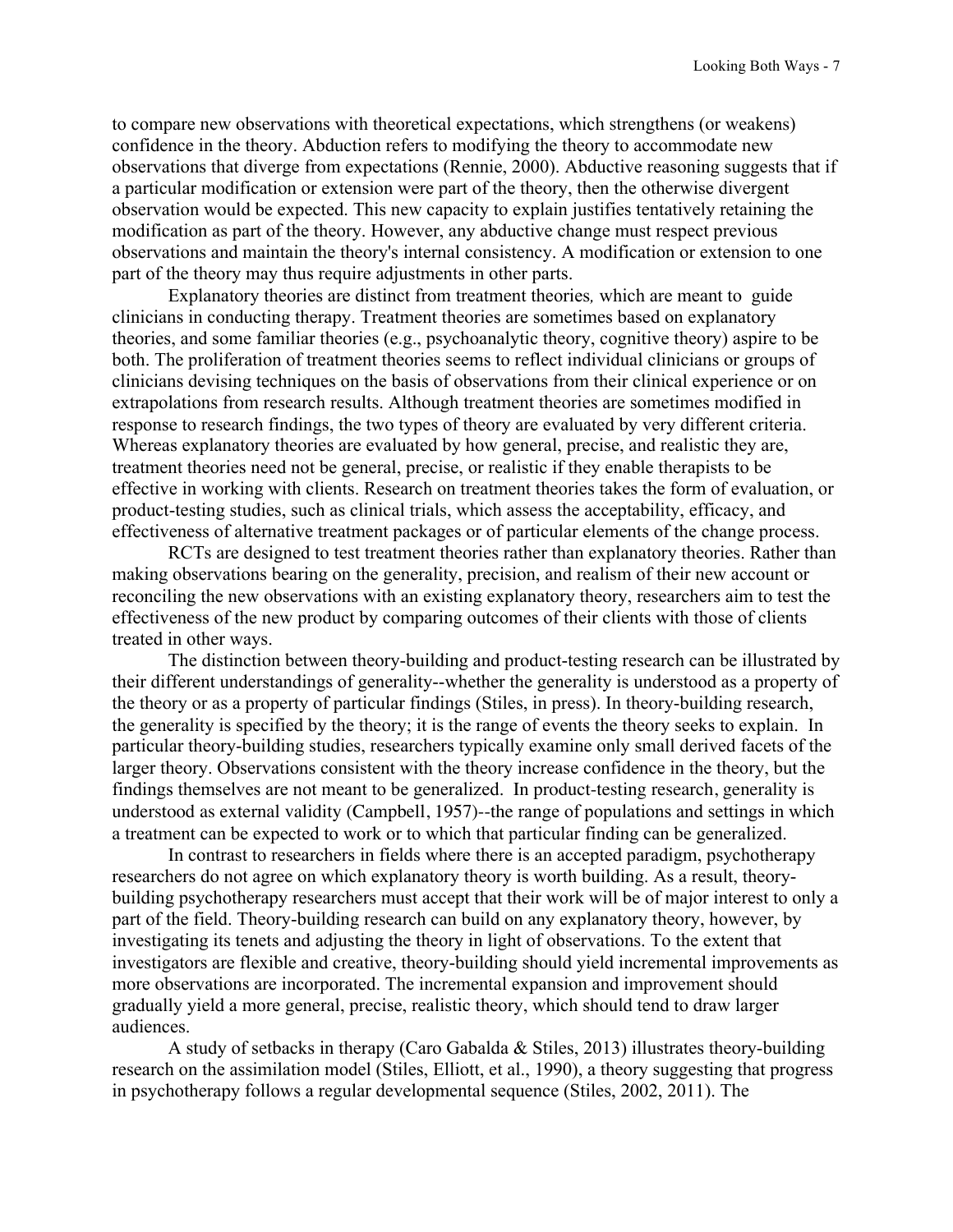to compare new observations with theoretical expectations, which strengthens (or weakens) confidence in the theory. Abduction refers to modifying the theory to accommodate new observations that diverge from expectations (Rennie, 2000). Abductive reasoning suggests that if a particular modification or extension were part of the theory, then the otherwise divergent observation would be expected. This new capacity to explain justifies tentatively retaining the modification as part of the theory. However, any abductive change must respect previous observations and maintain the theory's internal consistency. A modification or extension to one part of the theory may thus require adjustments in other parts.

Explanatory theories are distinct from treatment theories*,* which are meant to guide clinicians in conducting therapy. Treatment theories are sometimes based on explanatory theories, and some familiar theories (e.g., psychoanalytic theory, cognitive theory) aspire to be both. The proliferation of treatment theories seems to reflect individual clinicians or groups of clinicians devising techniques on the basis of observations from their clinical experience or on extrapolations from research results. Although treatment theories are sometimes modified in response to research findings, the two types of theory are evaluated by very different criteria. Whereas explanatory theories are evaluated by how general, precise, and realistic they are, treatment theories need not be general, precise, or realistic if they enable therapists to be effective in working with clients. Research on treatment theories takes the form of evaluation, or product-testing studies, such as clinical trials, which assess the acceptability, efficacy, and effectiveness of alternative treatment packages or of particular elements of the change process.

RCTs are designed to test treatment theories rather than explanatory theories. Rather than making observations bearing on the generality, precision, and realism of their new account or reconciling the new observations with an existing explanatory theory, researchers aim to test the effectiveness of the new product by comparing outcomes of their clients with those of clients treated in other ways.

The distinction between theory-building and product-testing research can be illustrated by their different understandings of generality--whether the generality is understood as a property of the theory or as a property of particular findings (Stiles, in press). In theory-building research, the generality is specified by the theory; it is the range of events the theory seeks to explain. In particular theory-building studies, researchers typically examine only small derived facets of the larger theory. Observations consistent with the theory increase confidence in the theory, but the findings themselves are not meant to be generalized. In product-testing research, generality is understood as external validity (Campbell, 1957)--the range of populations and settings in which a treatment can be expected to work or to which that particular finding can be generalized.

In contrast to researchers in fields where there is an accepted paradigm, psychotherapy researchers do not agree on which explanatory theory is worth building. As a result, theory-building psychotherapy researchers must accept that their work will be of major interest to only a part of the field. Theory-building research can build on any explanatory theory, however, by investigating its tenets and adjusting the theory in light of observations. To the extent that investigators are flexible and creative, theory-building should yield incremental improvements as more observations are incorporated. The incremental expansion and improvement should gradually yield a more general, precise, realistic theory, which should tend to draw larger audiences.

A study of setbacks in therapy (Caro Gabalda & Stiles, 2013) illustrates theory-building research on the assimilation model (Stiles, Elliott, et al., 1990), a theory suggesting that progress in psychotherapy follows a regular developmental sequence (Stiles, 2002, 2011). The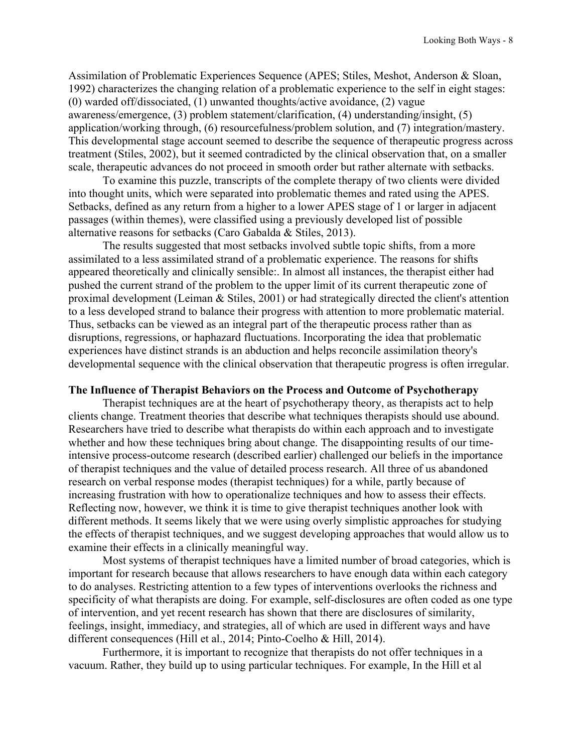Assimilation of Problematic Experiences Sequence (APES; Stiles, Meshot, Anderson & Sloan, 1992) characterizes the changing relation of a problematic experience to the self in eight stages: (0) warded off/dissociated, (1) unwanted thoughts/active avoidance, (2) vague awareness/emergence, (3) problem statement/clarification, (4) understanding/insight, (5) application/working through, (6) resourcefulness/problem solution, and (7) integration/mastery. This developmental stage account seemed to describe the sequence of therapeutic progress across treatment (Stiles, 2002), but it seemed contradicted by the clinical observation that, on a smaller scale, therapeutic advances do not proceed in smooth order but rather alternate with setbacks.

To examine this puzzle, transcripts of the complete therapy of two clients were divided into thought units, which were separated into problematic themes and rated using the APES. Setbacks, defined as any return from a higher to a lower APES stage of 1 or larger in adjacent passages (within themes), were classified using a previously developed list of possible alternative reasons for setbacks (Caro Gabalda & Stiles, 2013).

The results suggested that most setbacks involved subtle topic shifts, from a more assimilated to a less assimilated strand of a problematic experience. The reasons for shifts appeared theoretically and clinically sensible:. In almost all instances, the therapist either had pushed the current strand of the problem to the upper limit of its current therapeutic zone of proximal development (Leiman & Stiles, 2001) or had strategically directed the client's attention to a less developed strand to balance their progress with attention to more problematic material. Thus, setbacks can be viewed as an integral part of the therapeutic process rather than as disruptions, regressions, or haphazard fluctuations. Incorporating the idea that problematic experiences have distinct strands is an abduction and helps reconcile assimilation theory's developmental sequence with the clinical observation that therapeutic progress is often irregular.

**The Influence of Therapist Behaviors on the Process and Outcome of Psychotherapy**

Therapist techniques are at the heart of psychotherapy theory, as therapists act to help clients change. Treatment theories that describe what techniques therapists should use abound. Researchers have tried to describe what therapists do within each approach and to investigate whether and how these techniques bring about change. The disappointing results of our time-intensive process-outcome research (described earlier) challenged our beliefs in the importance of therapist techniques and the value of detailed process research. All three of us abandoned research on verbal response modes (therapist techniques) for a while, partly because of increasing frustration with how to operationalize techniques and how to assess their effects. Reflecting now, however, we think it is time to give therapist techniques another look with different methods. It seems likely that we were using overly simplistic approaches for studying the effects of therapist techniques, and we suggest developing approaches that would allow us to examine their effects in a clinically meaningful way.

Most systems of therapist techniques have a limited number of broad categories, which is important for research because that allows researchers to have enough data within each category to do analyses. Restricting attention to a few types of interventions overlooks the richness and specificity of what therapists are doing. For example, self-disclosures are often coded as one type of intervention, and yet recent research has shown that there are disclosures of similarity, feelings, insight, immediacy, and strategies, all of which are used in different ways and have different consequences (Hill et al., 2014; Pinto-Coelho & Hill, 2014).

Furthermore, it is important to recognize that therapists do not offer techniques in a vacuum. Rather, they build up to using particular techniques. For example, In the Hill et al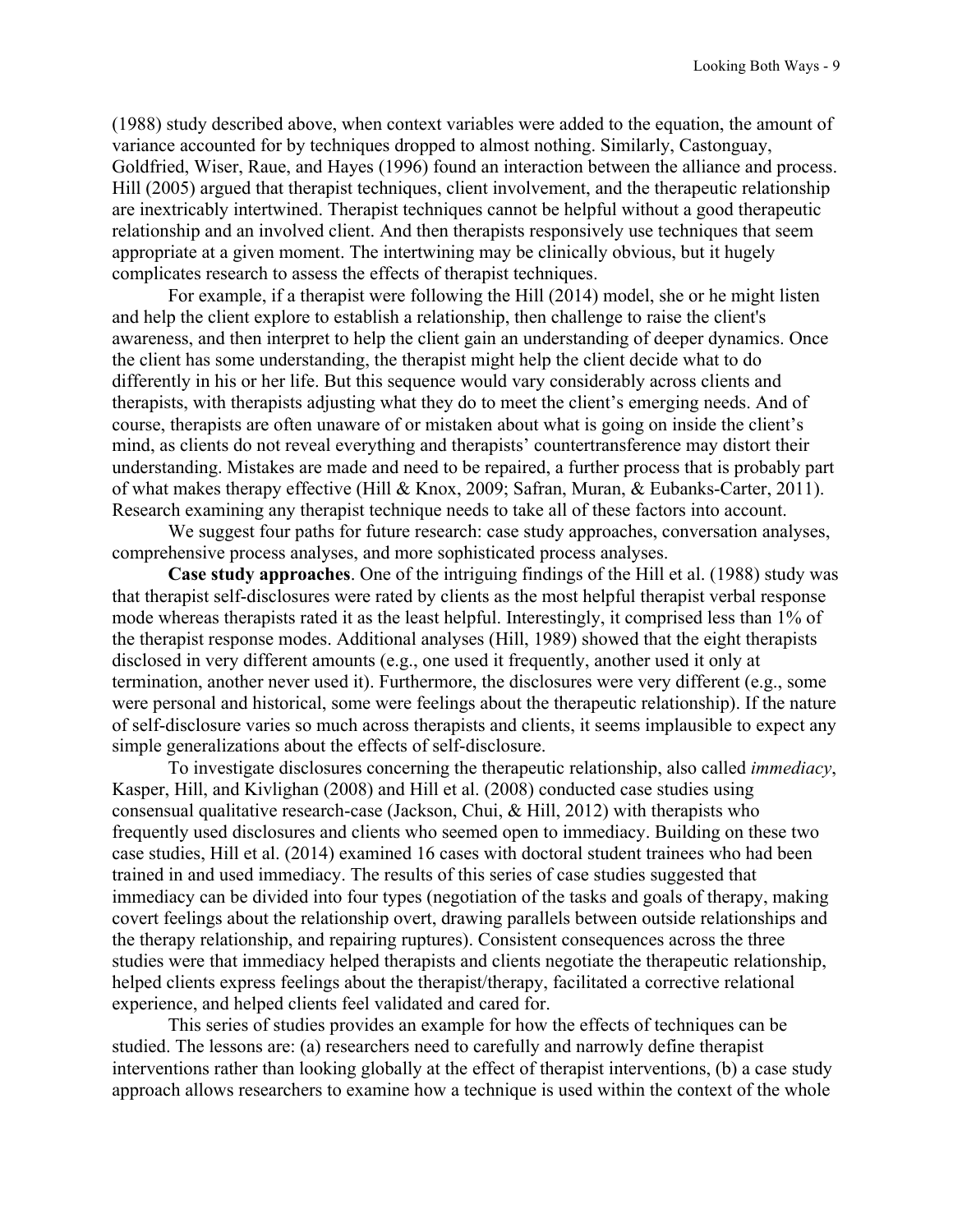(1988) study described above, when context variables were added to the equation, the amount of variance accounted for by techniques dropped to almost nothing. Similarly, Castonguay, Goldfried, Wiser, Raue, and Hayes (1996) found an interaction between the alliance and process. Hill (2005) argued that therapist techniques, client involvement, and the therapeutic relationship are inextricably intertwined. Therapist techniques cannot be helpful without a good therapeutic relationship and an involved client. And then therapists responsively use techniques that seem appropriate at a given moment. The intertwining may be clinically obvious, but it hugely complicates research to assess the effects of therapist techniques.

For example, if a therapist were following the Hill (2014) model, she or he might listen and help the client explore to establish a relationship, then challenge to raise the client's awareness, and then interpret to help the client gain an understanding of deeper dynamics. Once the client has some understanding, the therapist might help the client decide what to do differently in his or her life. But this sequence would vary considerably across clients and therapists, with therapists adjusting what they do to meet the client's emerging needs. And of course, therapists are often unaware of or mistaken about what is going on inside the client's mind, as clients do not reveal everything and therapists' countertransference may distort their understanding. Mistakes are made and need to be repaired, a further process that is probably part of what makes therapy effective (Hill & Knox, 2009; Safran, Muran, & Eubanks-Carter, 2011). Research examining any therapist technique needs to take all of these factors into account.

We suggest four paths for future research: case study approaches, conversation analyses, comprehensive process analyses, and more sophisticated process analyses.

**Case study approaches**. One of the intriguing findings of the Hill et al. (1988) study was that therapist self-disclosures were rated by clients as the most helpful therapist verbal response mode whereas therapists rated it as the least helpful. Interestingly, it comprised less than 1% of the therapist response modes. Additional analyses (Hill, 1989) showed that the eight therapists disclosed in very different amounts (e.g., one used it frequently, another used it only at termination, another never used it). Furthermore, the disclosures were very different (e.g., some were personal and historical, some were feelings about the therapeutic relationship). If the nature of self-disclosure varies so much across therapists and clients, it seems implausible to expect any simple generalizations about the effects of self-disclosure.

To investigate disclosures concerning the therapeutic relationship, also called *immediacy*, Kasper, Hill, and Kivlighan (2008) and Hill et al. (2008) conducted case studies using consensual qualitative research-case (Jackson, Chui, & Hill, 2012) with therapists who frequently used disclosures and clients who seemed open to immediacy. Building on these two case studies, Hill et al. (2014) examined 16 cases with doctoral student trainees who had been trained in and used immediacy. The results of this series of case studies suggested that immediacy can be divided into four types (negotiation of the tasks and goals of therapy, making covert feelings about the relationship overt, drawing parallels between outside relationships and the therapy relationship, and repairing ruptures). Consistent consequences across the three studies were that immediacy helped therapists and clients negotiate the therapeutic relationship, helped clients express feelings about the therapist/therapy, facilitated a corrective relational experience, and helped clients feel validated and cared for.

This series of studies provides an example for how the effects of techniques can be studied. The lessons are: (a) researchers need to carefully and narrowly define therapist interventions rather than looking globally at the effect of therapist interventions, (b) a case study approach allows researchers to examine how a technique is used within the context of the whole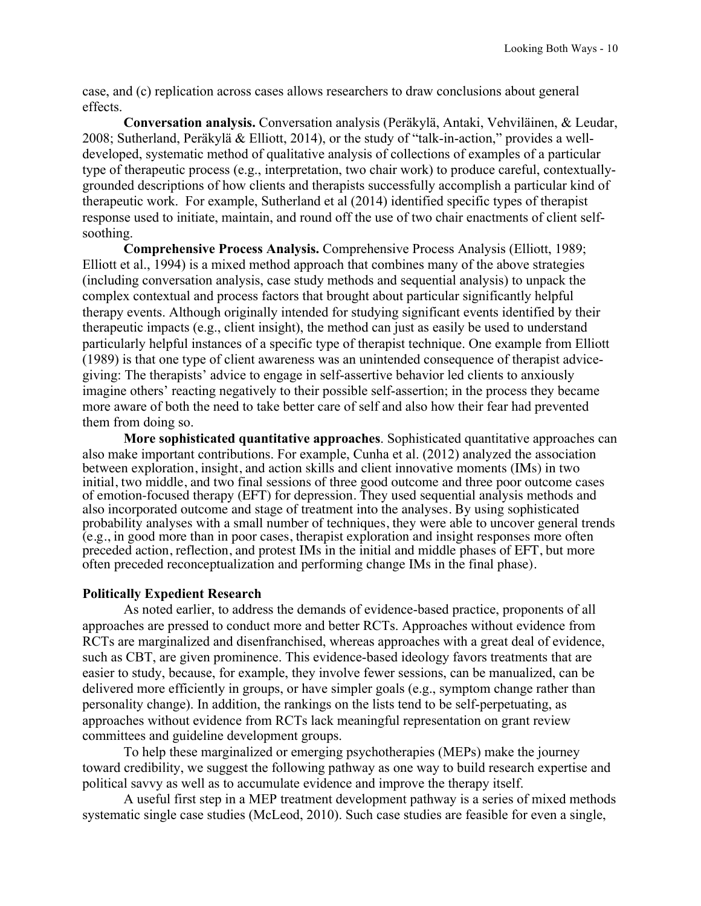case, and (c) replication across cases allows researchers to draw conclusions about general effects.

**Conversation analysis.** Conversation analysis (Peräkylä, Antaki, Vehviläinen, & Leudar, 2008; Sutherland, Peräkylä & Elliott, 2014), or the study of "talk-in-action," provides a well-developed, systematic method of qualitative analysis of collections of examples of a particular type of therapeutic process (e.g., interpretation, two chair work) to produce careful, contextually-grounded descriptions of how clients and therapists successfully accomplish a particular kind of therapeutic work. For example, Sutherland et al (2014) identified specific types of therapist response used to initiate, maintain, and round off the use of two chair enactments of client self-soothing.

**Comprehensive Process Analysis.** Comprehensive Process Analysis (Elliott, 1989; Elliott et al., 1994) is a mixed method approach that combines many of the above strategies (including conversation analysis, case study methods and sequential analysis) to unpack the complex contextual and process factors that brought about particular significantly helpful therapy events. Although originally intended for studying significant events identified by their therapeutic impacts (e.g., client insight), the method can just as easily be used to understand particularly helpful instances of a specific type of therapist technique. One example from Elliott (1989) is that one type of client awareness was an unintended consequence of therapist advice-giving: The therapists' advice to engage in self-assertive behavior led clients to anxiously imagine others' reacting negatively to their possible self-assertion; in the process they became more aware of both the need to take better care of self and also how their fear had prevented them from doing so.

**More sophisticated quantitative approaches**. Sophisticated quantitative approaches can also make important contributions. For example, Cunha et al. (2012) analyzed the association between exploration, insight, and action skills and client innovative moments (IMs) in two initial, two middle, and two final sessions of three good outcome and three poor outcome cases of emotion-focused therapy (EFT) for depression. They used sequential analysis methods and also incorporated outcome and stage of treatment into the analyses. By using sophisticated probability analyses with a small number of techniques, they were able to uncover general trends (e.g., in good more than in poor cases, therapist exploration and insight responses more often preceded action, reflection, and protest IMs in the initial and middle phases of EFT, but more often preceded reconceptualization and performing change IMs in the final phase).

### Politically Expedient Research

As noted earlier, to address the demands of evidence-based practice, proponents of all approaches are pressed to conduct more and better RCTs. Approaches without evidence from RCTs are marginalized and disenfranchised, whereas approaches with a great deal of evidence, such as CBT, are given prominence. This evidence-based ideology favors treatments that are easier to study, because, for example, they involve fewer sessions, can be manualized, can be delivered more efficiently in groups, or have simpler goals (e.g., symptom change rather than personality change). In addition, the rankings on the lists tend to be self-perpetuating, as approaches without evidence from RCTs lack meaningful representation on grant review committees and guideline development groups.

To help these marginalized or emerging psychotherapies (MEPs) make the journey toward credibility, we suggest the following pathway as one way to build research expertise and political savvy as well as to accumulate evidence and improve the therapy itself.

A useful first step in a MEP treatment development pathway is a series of mixed methods systematic single case studies (McLeod, 2010). Such case studies are feasible for even a single,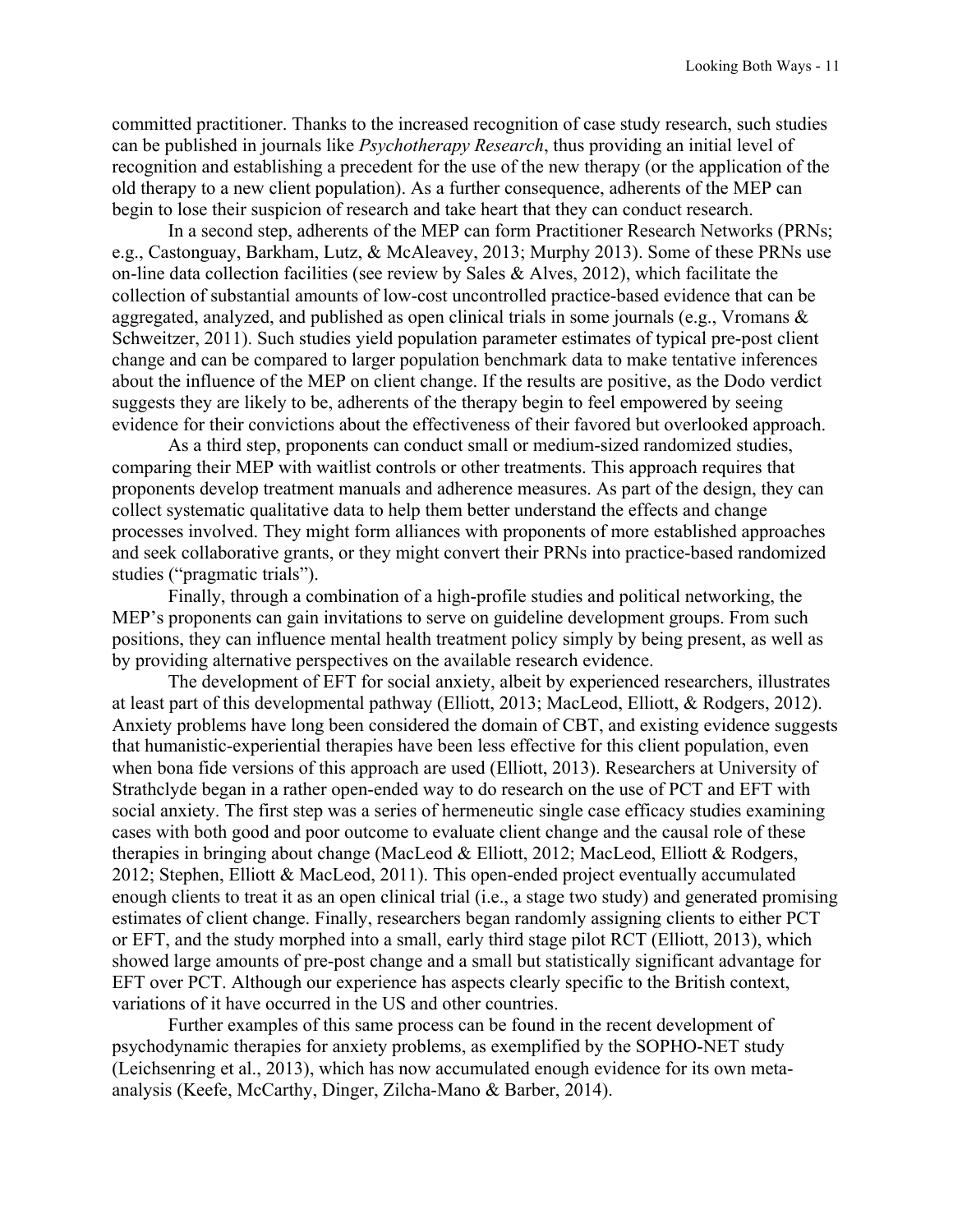committed practitioner. Thanks to the increased recognition of case study research, such studies can be published in journals like *Psychotherapy Research*, thus providing an initial level of recognition and establishing a precedent for the use of the new therapy (or the application of the old therapy to a new client population). As a further consequence, adherents of the MEP can begin to lose their suspicion of research and take heart that they can conduct research.

In a second step, adherents of the MEP can form Practitioner Research Networks (PRNs; e.g., Castonguay, Barkham, Lutz, & McAleavey, 2013; Murphy 2013). Some of these PRNs use on-line data collection facilities (see review by Sales & Alves, 2012), which facilitate the collection of substantial amounts of low-cost uncontrolled practice-based evidence that can be aggregated, analyzed, and published as open clinical trials in some journals (e.g., Vromans & Schweitzer, 2011). Such studies yield population parameter estimates of typical pre-post client change and can be compared to larger population benchmark data to make tentative inferences about the influence of the MEP on client change. If the results are positive, as the Dodo verdict suggests they are likely to be, adherents of the therapy begin to feel empowered by seeing evidence for their convictions about the effectiveness of their favored but overlooked approach.

As a third step, proponents can conduct small or medium-sized randomized studies, comparing their MEP with waitlist controls or other treatments. This approach requires that proponents develop treatment manuals and adherence measures. As part of the design, they can collect systematic qualitative data to help them better understand the effects and change processes involved. They might form alliances with proponents of more established approaches and seek collaborative grants, or they might convert their PRNs into practice-based randomized studies ("pragmatic trials").

Finally, through a combination of a high-profile studies and political networking, the MEP's proponents can gain invitations to serve on guideline development groups. From such positions, they can influence mental health treatment policy simply by being present, as well as by providing alternative perspectives on the available research evidence.

The development of EFT for social anxiety, albeit by experienced researchers, illustrates at least part of this developmental pathway (Elliott, 2013; MacLeod, Elliott, & Rodgers, 2012). Anxiety problems have long been considered the domain of CBT, and existing evidence suggests that humanistic-experiential therapies have been less effective for this client population, even when bona fide versions of this approach are used (Elliott, 2013). Researchers at University of Strathclyde began in a rather open-ended way to do research on the use of PCT and EFT with social anxiety. The first step was a series of hermeneutic single case efficacy studies examining cases with both good and poor outcome to evaluate client change and the causal role of these therapies in bringing about change (MacLeod & Elliott, 2012; MacLeod, Elliott & Rodgers, 2012; Stephen, Elliott & MacLeod, 2011). This open-ended project eventually accumulated enough clients to treat it as an open clinical trial (i.e., a stage two study) and generated promising estimates of client change. Finally, researchers began randomly assigning clients to either PCT or EFT, and the study morphed into a small, early third stage pilot RCT (Elliott, 2013), which showed large amounts of pre-post change and a small but statistically significant advantage for EFT over PCT. Although our experience has aspects clearly specific to the British context, variations of it have occurred in the US and other countries.

Further examples of this same process can be found in the recent development of psychodynamic therapies for anxiety problems, as exemplified by the SOPHO-NET study (Leichsenring et al., 2013), which has now accumulated enough evidence for its own meta-analysis (Keefe, McCarthy, Dinger, Zilcha-Mano & Barber, 2014).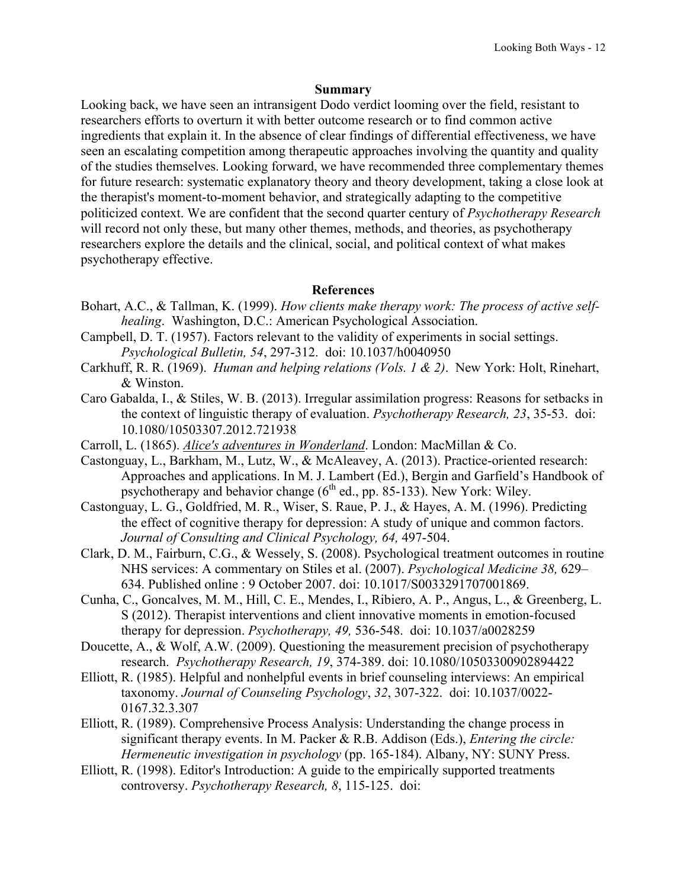## Summary

Looking back, we have seen an intransigent Dodo verdict looming over the field, resistant to researchers efforts to overturn it with better outcome research or to find common active ingredients that explain it. In the absence of clear findings of differential effectiveness, we have seen an escalating competition among therapeutic approaches involving the quantity and quality of the studies themselves. Looking forward, we have recommended three complementary themes for future research: systematic explanatory theory and theory development, taking a close look at the therapist's moment-to-moment behavior, and strategically adapting to the competitive politicized context. We are confident that the second quarter century of *Psychotherapy Research* will record not only these, but many other themes, methods, and theories, as psychotherapy researchers explore the details and the clinical, social, and political context of what makes psychotherapy effective.

## References

Bohart, A.C., & Tallman, K. (1999). *How clients make therapy work: The process of active self-healing*. Washington, D.C.: American Psychological Association.

Campbell, D. T. (1957). Factors relevant to the validity of experiments in social settings. *Psychological Bulletin, 54*, 297-312. doi: 10.1037/h0040950

Carkhuff, R. R. (1969). *Human and helping relations (Vols. 1 & 2)*. New York: Holt, Rinehart, & Winston.

Caro Gabalda, I., & Stiles, W. B. (2013). Irregular assimilation progress: Reasons for setbacks in the context of linguistic therapy of evaluation. *Psychotherapy Research, 23*, 35-53. doi: 10.1080/10503307.2012.721938

Carroll, L. (1865). *Alice's adventures in Wonderland*. London: MacMillan & Co.

Castonguay, L., Barkham, M., Lutz, W., & McAleavey, A. (2013). Practice-oriented research: Approaches and applications. In M. J. Lambert (Ed.), Bergin and Garfield's Handbook of psychotherapy and behavior change (6th ed., pp. 85-133). New York: Wiley.

Castonguay, L. G., Goldfried, M. R., Wiser, S. Raue, P. J., & Hayes, A. M. (1996). Predicting the effect of cognitive therapy for depression: A study of unique and common factors. *Journal of Consulting and Clinical Psychology, 64,* 497-504.

Clark, D. M., Fairburn, C.G., & Wessely, S. (2008). Psychological treatment outcomes in routine NHS services: A commentary on Stiles et al. (2007). *Psychological Medicine 38,* 629–634. Published online : 9 October 2007. doi: 10.1017/S0033291707001869.

Cunha, C., Goncalves, M. M., Hill, C. E., Mendes, I., Ribiero, A. P., Angus, L., & Greenberg, L. S (2012). Therapist interventions and client innovative moments in emotion-focused therapy for depression. *Psychotherapy, 49,* 536-548. doi: 10.1037/a0028259

Doucette, A., & Wolf, A.W. (2009). Questioning the measurement precision of psychotherapy research. *Psychotherapy Research, 19*, 374-389. doi: 10.1080/10503300902894422

Elliott, R. (1985). Helpful and nonhelpful events in brief counseling interviews: An empirical taxonomy. *Journal of Counseling Psychology*, *32*, 307-322. doi: 10.1037/0022-0167.32.3.307

Elliott, R. (1989). Comprehensive Process Analysis: Understanding the change process in significant therapy events. In M. Packer & R.B. Addison (Eds.), *Entering the circle: Hermeneutic investigation in psychology* (pp. 165-184). Albany, NY: SUNY Press.

Elliott, R. (1998). Editor's Introduction: A guide to the empirically supported treatments controversy. *Psychotherapy Research, 8*, 115-125. doi: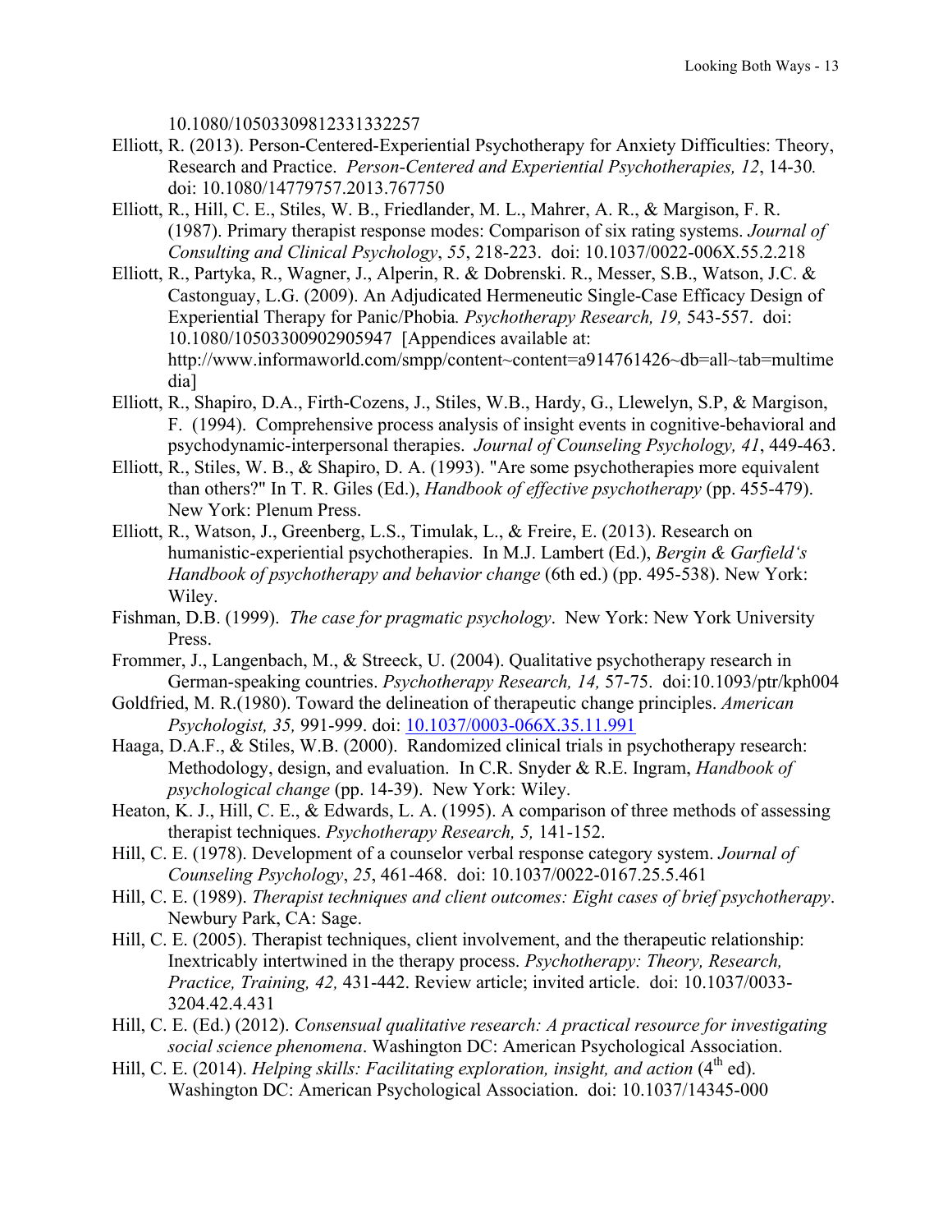10.1080/10503309812331332257

Elliott, R. (2013). Person-Centered-Experiential Psychotherapy for Anxiety Difficulties: Theory, Research and Practice. *Person-Centered and Experiential Psychotherapies, 12*, 14-30. doi: 10.1080/14779757.2013.767750

Elliott, R., Hill, C. E., Stiles, W. B., Friedlander, M. L., Mahrer, A. R., & Margison, F. R. (1987). Primary therapist response modes: Comparison of six rating systems. *Journal of Consulting and Clinical Psychology*, *55*, 218-223. doi: 10.1037/0022-006X.55.2.218

Elliott, R., Partyka, R., Wagner, J., Alperin, R. & Dobrenski. R., Messer, S.B., Watson, J.C. & Castonguay, L.G. (2009). An Adjudicated Hermeneutic Single-Case Efficacy Design of Experiential Therapy for Panic/Phobia. *Psychotherapy Research, 19,* 543-557. doi: 10.1080/10503300902905947 [Appendices available at: http://www.informaworld.com/smpp/content~content=a914761426~db=all~tab=multimedia]

Elliott, R., Shapiro, D.A., Firth-Cozens, J., Stiles, W.B., Hardy, G., Llewelyn, S.P, & Margison, F. (1994). Comprehensive process analysis of insight events in cognitive-behavioral and psychodynamic-interpersonal therapies. *Journal of Counseling Psychology, 41*, 449-463.

Elliott, R., Stiles, W. B., & Shapiro, D. A. (1993). "Are some psychotherapies more equivalent than others?" In T. R. Giles (Ed.), *Handbook of effective psychotherapy* (pp. 455-479). New York: Plenum Press.

Elliott, R., Watson, J., Greenberg, L.S., Timulak, L., & Freire, E. (2013). Research on humanistic-experiential psychotherapies. In M.J. Lambert (Ed.), *Bergin & Garfield's Handbook of psychotherapy and behavior change* (6th ed.) (pp. 495-538). New York: Wiley.

Fishman, D.B. (1999). *The case for pragmatic psychology*. New York: New York University Press.

Frommer, J., Langenbach, M., & Streeck, U. (2004). Qualitative psychotherapy research in German-speaking countries. *Psychotherapy Research, 14,* 57-75. doi:10.1093/ptr/kph004

Goldfried, M. R.(1980). Toward the delineation of therapeutic change principles. *American Psychologist, 35,* 991-999. doi: 10.1037/0003-066X.35.11.991

Haaga, D.A.F., & Stiles, W.B. (2000). Randomized clinical trials in psychotherapy research: Methodology, design, and evaluation. In C.R. Snyder & R.E. Ingram, *Handbook of psychological change* (pp. 14-39). New York: Wiley.

Heaton, K. J., Hill, C. E., & Edwards, L. A. (1995). A comparison of three methods of assessing therapist techniques. *Psychotherapy Research, 5,* 141-152.

Hill, C. E. (1978). Development of a counselor verbal response category system. *Journal of Counseling Psychology*, *25*, 461-468. doi: 10.1037/0022-0167.25.5.461

Hill, C. E. (1989). *Therapist techniques and client outcomes: Eight cases of brief psychotherapy*. Newbury Park, CA: Sage.

Hill, C. E. (2005). Therapist techniques, client involvement, and the therapeutic relationship: Inextricably intertwined in the therapy process. *Psychotherapy: Theory, Research, Practice, Training, 42,* 431-442. Review article; invited article. doi: 10.1037/0033-3204.42.4.431

Hill, C. E. (Ed.) (2012). *Consensual qualitative research: A practical resource for investigating social science phenomena*. Washington DC: American Psychological Association.

Hill, C. E. (2014). *Helping skills: Facilitating exploration, insight, and action* (4th ed). Washington DC: American Psychological Association. doi: 10.1037/14345-000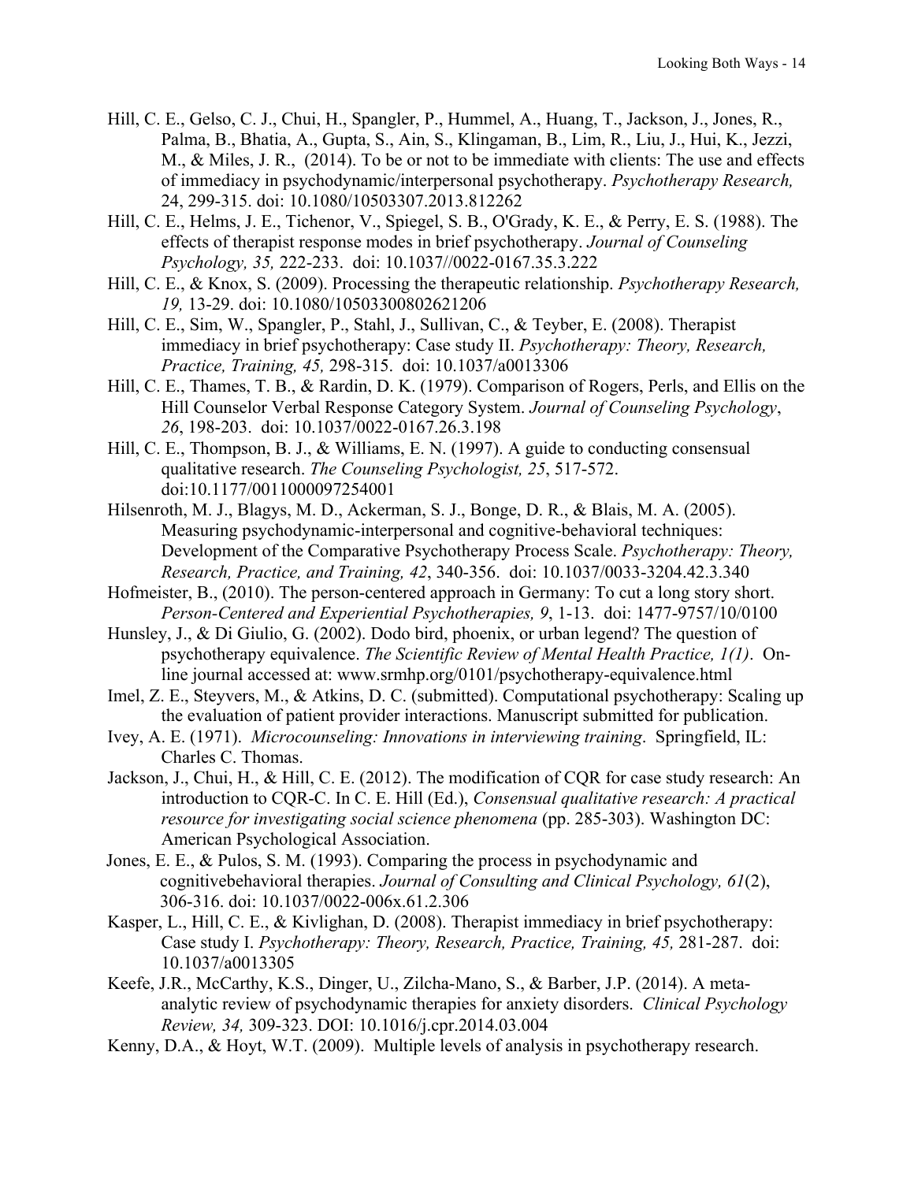Hill, C. E., Gelso, C. J., Chui, H., Spangler, P., Hummel, A., Huang, T., Jackson, J., Jones, R., Palma, B., Bhatia, A., Gupta, S., Ain, S., Klingaman, B., Lim, R., Liu, J., Hui, K., Jezzi, M., & Miles, J. R., (2014). To be or not to be immediate with clients: The use and effects of immediacy in psychodynamic/interpersonal psychotherapy. *Psychotherapy Research,* 24, 299-315. doi: 10.1080/10503307.2013.812262

Hill, C. E., Helms, J. E., Tichenor, V., Spiegel, S. B., O'Grady, K. E., & Perry, E. S. (1988). The effects of therapist response modes in brief psychotherapy. *Journal of Counseling Psychology, 35,* 222-233. doi: 10.1037//0022-0167.35.3.222

Hill, C. E., & Knox, S. (2009). Processing the therapeutic relationship. *Psychotherapy Research, 19,* 13-29. doi: 10.1080/10503300802621206

Hill, C. E., Sim, W., Spangler, P., Stahl, J., Sullivan, C., & Teyber, E. (2008). Therapist immediacy in brief psychotherapy: Case study II. *Psychotherapy: Theory, Research, Practice, Training, 45,* 298-315. doi: 10.1037/a0013306

Hill, C. E., Thames, T. B., & Rardin, D. K. (1979). Comparison of Rogers, Perls, and Ellis on the Hill Counselor Verbal Response Category System. *Journal of Counseling Psychology*, *26*, 198-203. doi: 10.1037/0022-0167.26.3.198

Hill, C. E., Thompson, B. J., & Williams, E. N. (1997). A guide to conducting consensual qualitative research. *The Counseling Psychologist, 25*, 517-572. doi:10.1177/0011000097254001

Hilsenroth, M. J., Blagys, M. D., Ackerman, S. J., Bonge, D. R., & Blais, M. A. (2005). Measuring psychodynamic-interpersonal and cognitive-behavioral techniques: Development of the Comparative Psychotherapy Process Scale. *Psychotherapy: Theory, Research, Practice, and Training, 42*, 340-356. doi: 10.1037/0033-3204.42.3.340

Hofmeister, B., (2010). The person-centered approach in Germany: To cut a long story short. *Person-Centered and Experiential Psychotherapies, 9*, 1-13. doi: 1477-9757/10/0100

Hunsley, J., & Di Giulio, G. (2002). Dodo bird, phoenix, or urban legend? The question of psychotherapy equivalence. *The Scientific Review of Mental Health Practice, 1(1)*. On-line journal accessed at: www.srmhp.org/0101/psychotherapy-equivalence.html

Imel, Z. E., Steyvers, M., & Atkins, D. C. (submitted). Computational psychotherapy: Scaling up the evaluation of patient provider interactions. Manuscript submitted for publication.

Ivey, A. E. (1971). *Microcounseling: Innovations in interviewing training*. Springfield, IL: Charles C. Thomas.

Jackson, J., Chui, H., & Hill, C. E. (2012). The modification of CQR for case study research: An introduction to CQR-C. In C. E. Hill (Ed.), *Consensual qualitative research: A practical resource for investigating social science phenomena* (pp. 285-303). Washington DC: American Psychological Association.

Jones, E. E., & Pulos, S. M. (1993). Comparing the process in psychodynamic and cognitivebehavioral therapies. *Journal of Consulting and Clinical Psychology, 61*(2), 306-316. doi: 10.1037/0022-006x.61.2.306

Kasper, L., Hill, C. E., & Kivlighan, D. (2008). Therapist immediacy in brief psychotherapy: Case study I. *Psychotherapy: Theory, Research, Practice, Training, 45,* 281-287. doi: 10.1037/a0013305

Keefe, J.R., McCarthy, K.S., Dinger, U., Zilcha-Mano, S., & Barber, J.P. (2014). A meta-analytic review of psychodynamic therapies for anxiety disorders. *Clinical Psychology Review, 34,* 309-323. DOI: 10.1016/j.cpr.2014.03.004

Kenny, D.A., & Hoyt, W.T. (2009). Multiple levels of analysis in psychotherapy research.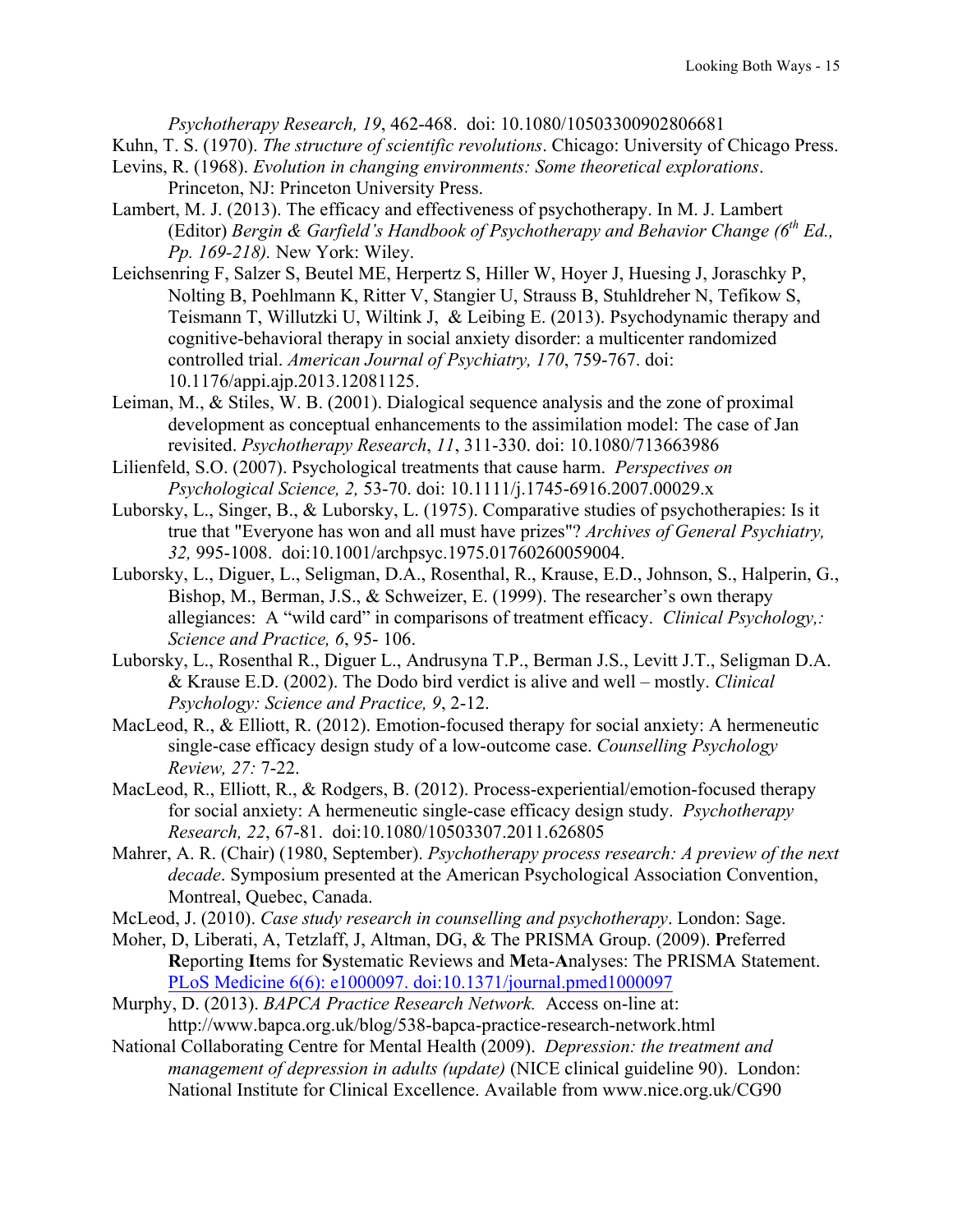*Psychotherapy Research, 19*, 462-468. doi: 10.1080/10503300902806681

Kuhn, T. S. (1970). *The structure of scientific revolutions*. Chicago: University of Chicago Press.

Levins, R. (1968). *Evolution in changing environments: Some theoretical explorations*. Princeton, NJ: Princeton University Press.

Lambert, M. J. (2013). The efficacy and effectiveness of psychotherapy. In M. J. Lambert (Editor) *Bergin & Garfield's Handbook of Psychotherapy and Behavior Change (6th Ed., Pp. 169-218).* New York: Wiley.

Leichsenring F, Salzer S, Beutel ME, Herpertz S, Hiller W, Hoyer J, Huesing J, Joraschky P, Nolting B, Poehlmann K, Ritter V, Stangier U, Strauss B, Stuhldreher N, Tefikow S, Teismann T, Willutzki U, Wiltink J, & Leibing E. (2013). Psychodynamic therapy and cognitive-behavioral therapy in social anxiety disorder: a multicenter randomized controlled trial. *American Journal of Psychiatry, 170*, 759-767. doi: 10.1176/appi.ajp.2013.12081125.

Leiman, M., & Stiles, W. B. (2001). Dialogical sequence analysis and the zone of proximal development as conceptual enhancements to the assimilation model: The case of Jan revisited. *Psychotherapy Research*, *11*, 311-330. doi: 10.1080/713663986

Lilienfeld, S.O. (2007). Psychological treatments that cause harm. *Perspectives on Psychological Science, 2,* 53-70. doi: 10.1111/j.1745-6916.2007.00029.x

Luborsky, L., Singer, B., & Luborsky, L. (1975). Comparative studies of psychotherapies: Is it true that "Everyone has won and all must have prizes"? *Archives of General Psychiatry, 32,* 995-1008. doi:10.1001/archpsyc.1975.01760260059004.

Luborsky, L., Diguer, L., Seligman, D.A., Rosenthal, R., Krause, E.D., Johnson, S., Halperin, G., Bishop, M., Berman, J.S., & Schweizer, E. (1999). The researcher's own therapy allegiances: A "wild card" in comparisons of treatment efficacy. *Clinical Psychology,: Science and Practice, 6*, 95- 106.

Luborsky, L., Rosenthal R., Diguer L., Andrusyna T.P., Berman J.S., Levitt J.T., Seligman D.A. & Krause E.D. (2002). The Dodo bird verdict is alive and well – mostly. *Clinical Psychology: Science and Practice, 9*, 2-12.

MacLeod, R., & Elliott, R. (2012). Emotion-focused therapy for social anxiety: A hermeneutic single-case efficacy design study of a low-outcome case. *Counselling Psychology Review, 27:* 7-22.

MacLeod, R., Elliott, R., & Rodgers, B. (2012). Process-experiential/emotion-focused therapy for social anxiety: A hermeneutic single-case efficacy design study. *Psychotherapy Research, 22*, 67-81. doi:10.1080/10503307.2011.626805

Mahrer, A. R. (Chair) (1980, September). *Psychotherapy process research: A preview of the next decade*. Symposium presented at the American Psychological Association Convention, Montreal, Quebec, Canada.

McLeod, J. (2010). *Case study research in counselling and psychotherapy*. London: Sage.

Moher, D, Liberati, A, Tetzlaff, J, Altman, DG, & The PRISMA Group. (2009). **P**referred **R**eporting **I**tems for **S**ystematic Reviews and **M**eta-**A**nalyses: The PRISMA Statement. PLoS Medicine 6(6): e1000097. doi:10.1371/journal.pmed1000097

Murphy, D. (2013). *BAPCA Practice Research Network.* Access on-line at: http://www.bapca.org.uk/blog/538-bapca-practice-research-network.html

National Collaborating Centre for Mental Health (2009). *Depression: the treatment and management of depression in adults (update)* (NICE clinical guideline 90). London: National Institute for Clinical Excellence. Available from www.nice.org.uk/CG90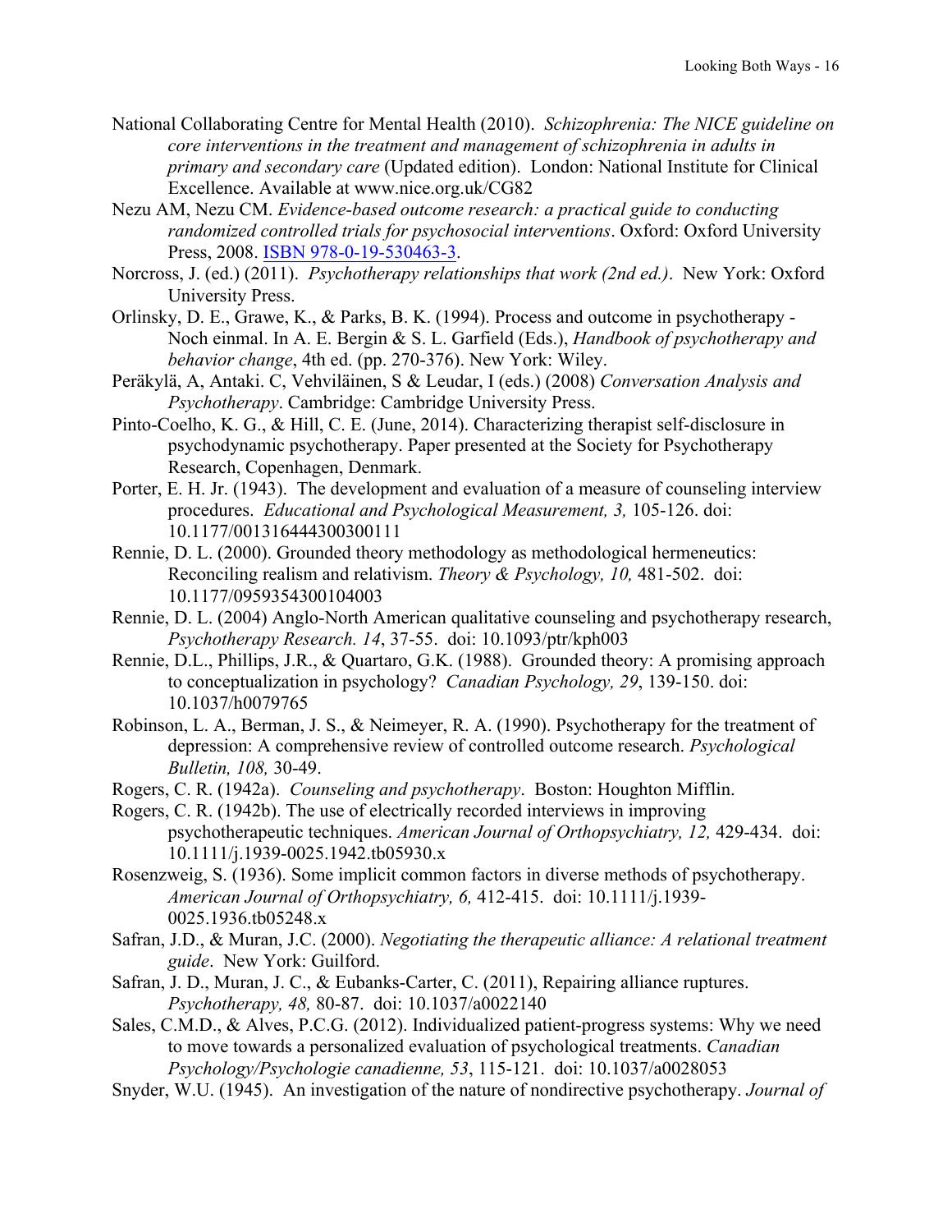National Collaborating Centre for Mental Health (2010). *Schizophrenia: The NICE guideline on core interventions in the treatment and management of schizophrenia in adults in primary and secondary care* (Updated edition). London: National Institute for Clinical Excellence. Available at www.nice.org.uk/CG82

Nezu AM, Nezu CM. *Evidence-based outcome research: a practical guide to conducting randomized controlled trials for psychosocial interventions*. Oxford: Oxford University Press, 2008. ISBN 978-0-19-530463-3.

Norcross, J. (ed.) (2011). *Psychotherapy relationships that work (2nd ed.)*. New York: Oxford University Press.

Orlinsky, D. E., Grawe, K., & Parks, B. K. (1994). Process and outcome in psychotherapy - Noch einmal. In A. E. Bergin & S. L. Garfield (Eds.), *Handbook of psychotherapy and behavior change*, 4th ed. (pp. 270-376). New York: Wiley.

Peräkylä, A, Antaki. C, Vehviläinen, S & Leudar, I (eds.) (2008) *Conversation Analysis and Psychotherapy*. Cambridge: Cambridge University Press.

Pinto-Coelho, K. G., & Hill, C. E. (June, 2014). Characterizing therapist self-disclosure in psychodynamic psychotherapy. Paper presented at the Society for Psychotherapy Research, Copenhagen, Denmark.

Porter, E. H. Jr. (1943). The development and evaluation of a measure of counseling interview procedures. *Educational and Psychological Measurement, 3,* 105-126. doi: 10.1177/001316444300300111

Rennie, D. L. (2000). Grounded theory methodology as methodological hermeneutics: Reconciling realism and relativism. *Theory & Psychology, 10,* 481-502. doi: 10.1177/0959354300104003

Rennie, D. L. (2004) Anglo-North American qualitative counseling and psychotherapy research, *Psychotherapy Research. 14*, 37-55. doi: 10.1093/ptr/kph003

Rennie, D.L., Phillips, J.R., & Quartaro, G.K. (1988). Grounded theory: A promising approach to conceptualization in psychology? *Canadian Psychology, 29*, 139-150. doi: 10.1037/h0079765

Robinson, L. A., Berman, J. S., & Neimeyer, R. A. (1990). Psychotherapy for the treatment of depression: A comprehensive review of controlled outcome research. *Psychological Bulletin, 108,* 30-49.

Rogers, C. R. (1942a). *Counseling and psychotherapy*. Boston: Houghton Mifflin.

Rogers, C. R. (1942b). The use of electrically recorded interviews in improving psychotherapeutic techniques. *American Journal of Orthopsychiatry, 12,* 429-434. doi: 10.1111/j.1939-0025.1942.tb05930.x

Rosenzweig, S. (1936). Some implicit common factors in diverse methods of psychotherapy. *American Journal of Orthopsychiatry, 6,* 412-415. doi: 10.1111/j.1939-0025.1936.tb05248.x

Safran, J.D., & Muran, J.C. (2000). *Negotiating the therapeutic alliance: A relational treatment guide*. New York: Guilford.

Safran, J. D., Muran, J. C., & Eubanks-Carter, C. (2011), Repairing alliance ruptures. *Psychotherapy, 48,* 80-87. doi: 10.1037/a0022140

Sales, C.M.D., & Alves, P.C.G. (2012). Individualized patient-progress systems: Why we need to move towards a personalized evaluation of psychological treatments. *Canadian Psychology/Psychologie canadienne, 53*, 115-121. doi: 10.1037/a0028053

Snyder, W.U. (1945). An investigation of the nature of nondirective psychotherapy. *Journal of*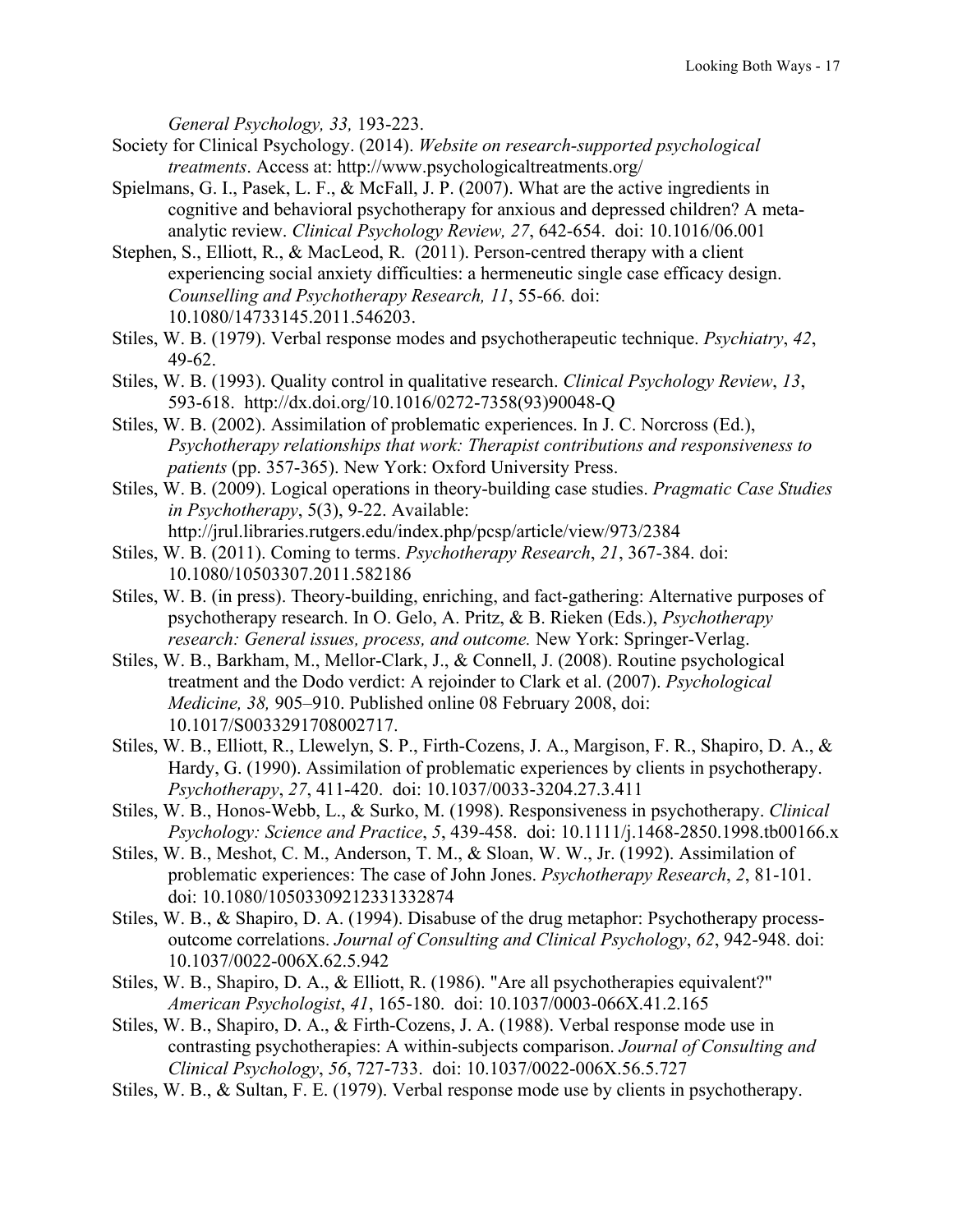*General Psychology, 33,* 193-223.

Society for Clinical Psychology. (2014). *Website on research-supported psychological treatments*. Access at: http://www.psychologicaltreatments.org/

Spielmans, G. I., Pasek, L. F., & McFall, J. P. (2007). What are the active ingredients in cognitive and behavioral psychotherapy for anxious and depressed children? A meta-analytic review. *Clinical Psychology Review, 27*, 642-654. doi: 10.1016/06.001

Stephen, S., Elliott, R., & MacLeod, R. (2011). Person-centred therapy with a client experiencing social anxiety difficulties: a hermeneutic single case efficacy design. *Counselling and Psychotherapy Research, 11*, 55-66. doi: 10.1080/14733145.2011.546203.

Stiles, W. B. (1979). Verbal response modes and psychotherapeutic technique. *Psychiatry*, *42*, 49-62.

Stiles, W. B. (1993). Quality control in qualitative research. *Clinical Psychology Review*, *13*, 593-618. http://dx.doi.org/10.1016/0272-7358(93)90048-Q

Stiles, W. B. (2002). Assimilation of problematic experiences. In J. C. Norcross (Ed.), *Psychotherapy relationships that work: Therapist contributions and responsiveness to patients* (pp. 357-365). New York: Oxford University Press.

Stiles, W. B. (2009). Logical operations in theory-building case studies. *Pragmatic Case Studies in Psychotherapy*, 5(3), 9-22. Available: http://jrul.libraries.rutgers.edu/index.php/pcsp/article/view/973/2384

Stiles, W. B. (2011). Coming to terms. *Psychotherapy Research*, *21*, 367-384. doi: 10.1080/10503307.2011.582186

Stiles, W. B. (in press). Theory-building, enriching, and fact-gathering: Alternative purposes of psychotherapy research. In O. Gelo, A. Pritz, & B. Rieken (Eds.), *Psychotherapy research: General issues, process, and outcome.* New York: Springer-Verlag.

Stiles, W. B., Barkham, M., Mellor-Clark, J., & Connell, J. (2008). Routine psychological treatment and the Dodo verdict: A rejoinder to Clark et al. (2007). *Psychological Medicine, 38,* 905–910. Published online 08 February 2008, doi: 10.1017/S0033291708002717.

Stiles, W. B., Elliott, R., Llewelyn, S. P., Firth-Cozens, J. A., Margison, F. R., Shapiro, D. A., & Hardy, G. (1990). Assimilation of problematic experiences by clients in psychotherapy. *Psychotherapy*, *27*, 411-420. doi: 10.1037/0033-3204.27.3.411

Stiles, W. B., Honos-Webb, L., & Surko, M. (1998). Responsiveness in psychotherapy. *Clinical Psychology: Science and Practice*, *5*, 439-458. doi: 10.1111/j.1468-2850.1998.tb00166.x

Stiles, W. B., Meshot, C. M., Anderson, T. M., & Sloan, W. W., Jr. (1992). Assimilation of problematic experiences: The case of John Jones. *Psychotherapy Research*, *2*, 81-101. doi: 10.1080/10503309212331332874

Stiles, W. B., & Shapiro, D. A. (1994). Disabuse of the drug metaphor: Psychotherapy process-outcome correlations. *Journal of Consulting and Clinical Psychology*, *62*, 942-948. doi: 10.1037/0022-006X.62.5.942

Stiles, W. B., Shapiro, D. A., & Elliott, R. (1986). "Are all psychotherapies equivalent?" *American Psychologist*, *41*, 165-180. doi: 10.1037/0003-066X.41.2.165

Stiles, W. B., Shapiro, D. A., & Firth-Cozens, J. A. (1988). Verbal response mode use in contrasting psychotherapies: A within-subjects comparison. *Journal of Consulting and Clinical Psychology*, *56*, 727-733. doi: 10.1037/0022-006X.56.5.727

Stiles, W. B., & Sultan, F. E. (1979). Verbal response mode use by clients in psychotherapy.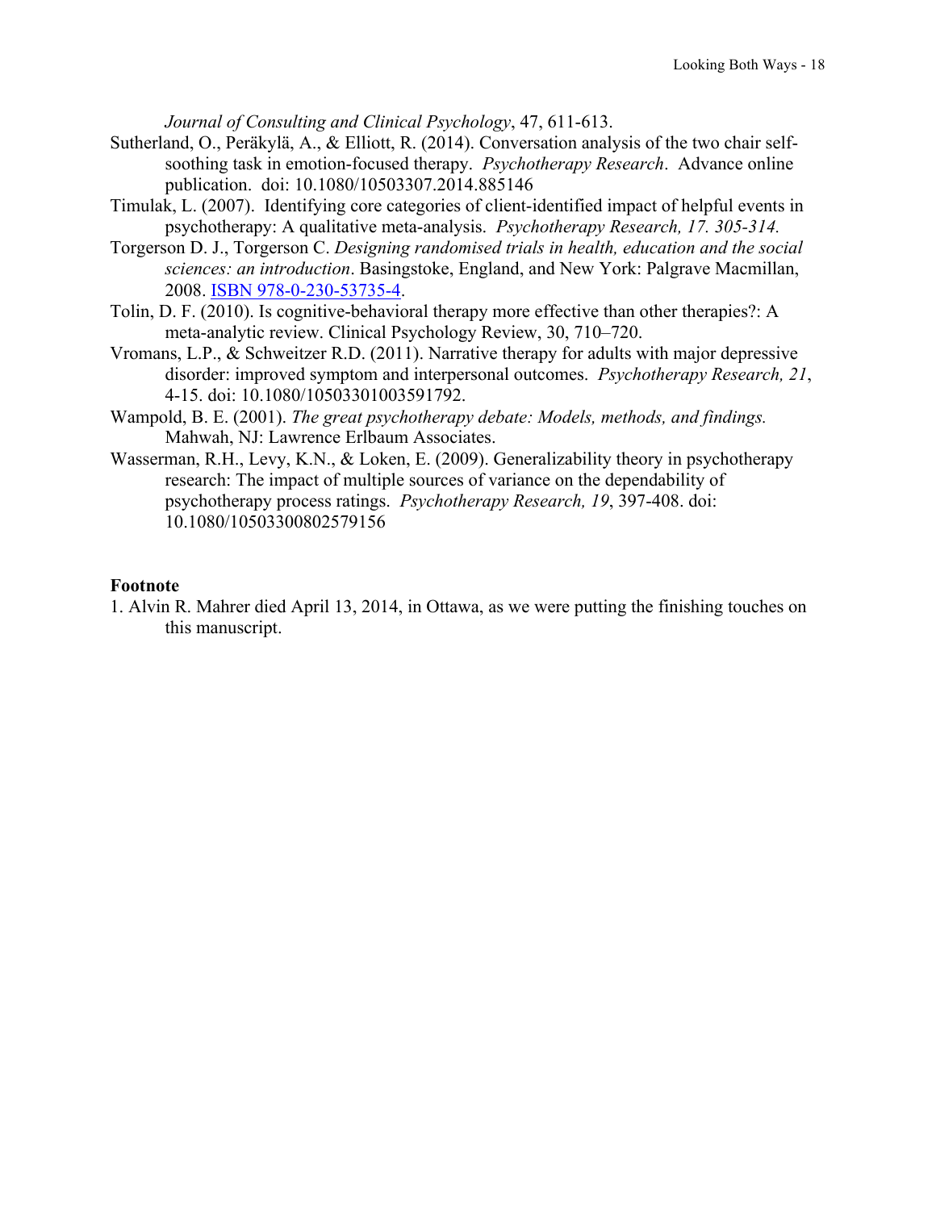*Journal of Consulting and Clinical Psychology*, 47, 611-613.

Sutherland, O., Peräkylä, A., & Elliott, R. (2014). Conversation analysis of the two chair self-soothing task in emotion-focused therapy. *Psychotherapy Research*. Advance online publication. doi: 10.1080/10503307.2014.885146

Timulak, L. (2007). Identifying core categories of client-identified impact of helpful events in psychotherapy: A qualitative meta-analysis. *Psychotherapy Research, 17. 305-314.*

Torgerson D. J., Torgerson C. *Designing randomised trials in health, education and the social sciences: an introduction*. Basingstoke, England, and New York: Palgrave Macmillan, 2008. ISBN 978-0-230-53735-4.

Tolin, D. F. (2010). Is cognitive-behavioral therapy more effective than other therapies?: A meta-analytic review. Clinical Psychology Review, 30, 710–720.

Vromans, L.P., & Schweitzer R.D. (2011). Narrative therapy for adults with major depressive disorder: improved symptom and interpersonal outcomes. *Psychotherapy Research, 21*, 4-15. doi: 10.1080/10503301003591792.

Wampold, B. E. (2001). *The great psychotherapy debate: Models, methods, and findings.* Mahwah, NJ: Lawrence Erlbaum Associates.

Wasserman, R.H., Levy, K.N., & Loken, E. (2009). Generalizability theory in psychotherapy research: The impact of multiple sources of variance on the dependability of psychotherapy process ratings. *Psychotherapy Research, 19*, 397-408. doi: 10.1080/10503300802579156

**Footnote**

1. Alvin R. Mahrer died April 13, 2014, in Ottawa, as we were putting the finishing touches on this manuscript.